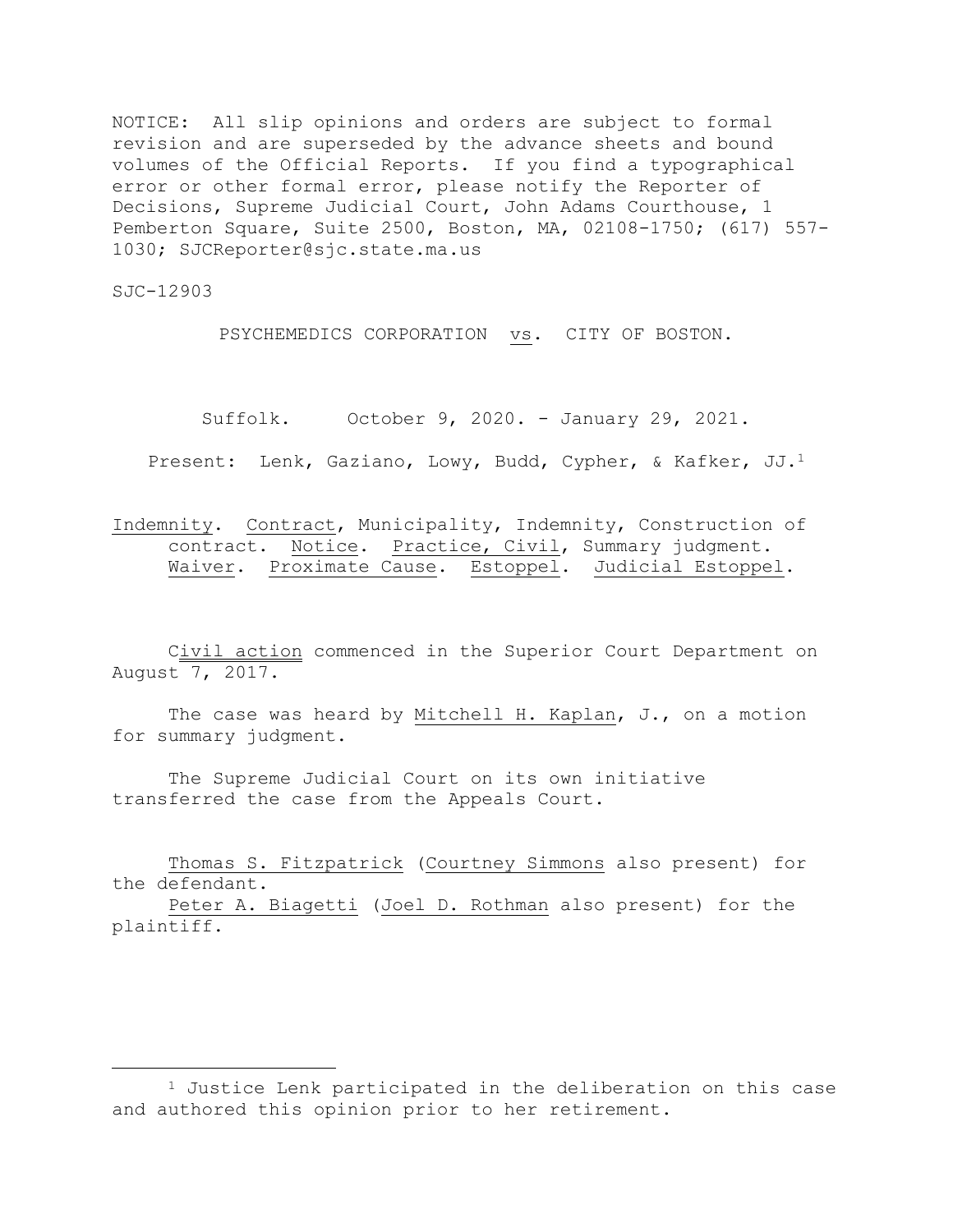NOTICE: All slip opinions and orders are subject to formal revision and are superseded by the advance sheets and bound volumes of the Official Reports. If you find a typographical error or other formal error, please notify the Reporter of Decisions, Supreme Judicial Court, John Adams Courthouse, 1 Pemberton Square, Suite 2500, Boston, MA, 02108-1750; (617) 557-1030; SJCReporter@sjc.state.ma.us

SJC-12903

PSYCHEMEDICS CORPORATION vs. CITY OF BOSTON.

Suffolk. October 9, 2020. - January 29, 2021.

Present: Lenk, Gaziano, Lowy, Budd, Cypher, & Kafker, JJ.[1]

Indemnity. Contract, Municipality, Indemnity, Construction of contract. Notice. Practice, Civil, Summary judgment. Waiver. Proximate Cause. Estoppel. Judicial Estoppel.

Civil action commenced in the Superior Court Department on August 7, 2017.

The case was heard by Mitchell H. Kaplan, J., on a motion for summary judgment.

The Supreme Judicial Court on its own initiative transferred the case from the Appeals Court.

Thomas S. Fitzpatrick (Courtney Simmons also present) for the defendant.

Peter A. Biagetti (Joel D. Rothman also present) for the plaintiff.

---

[1] Justice Lenk participated in the deliberation on this case and authored this opinion prior to her retirement.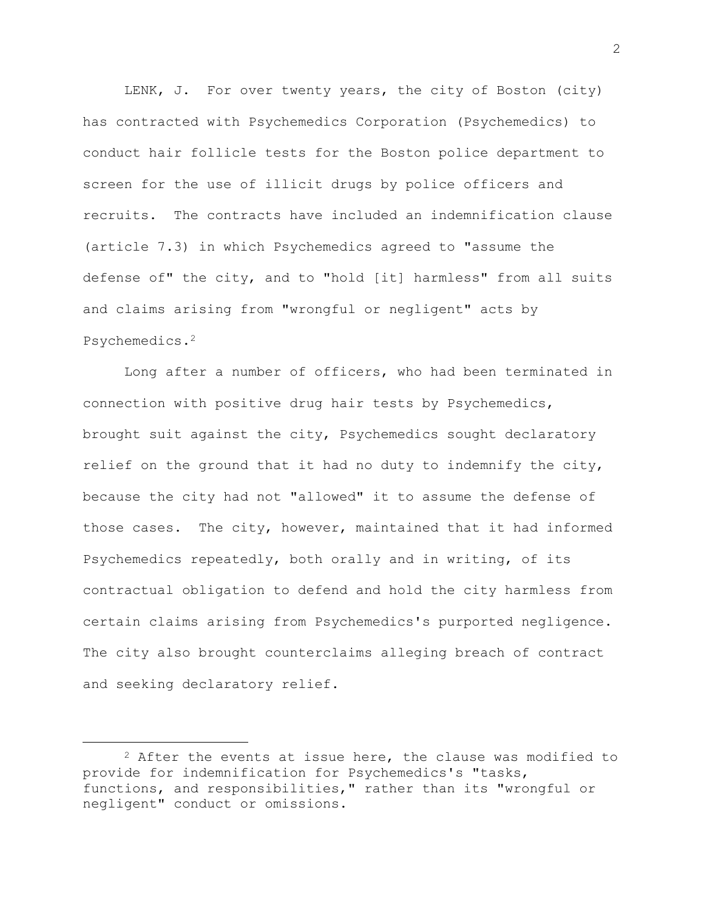LENK, J. For over twenty years, the city of Boston (city) has contracted with Psychemedics Corporation (Psychemedics) to conduct hair follicle tests for the Boston police department to screen for the use of illicit drugs by police officers and recruits. The contracts have included an indemnification clause (article 7.3) in which Psychemedics agreed to "assume the defense of" the city, and to "hold [it] harmless" from all suits and claims arising from "wrongful or negligent" acts by Psychemedics.[2]

Long after a number of officers, who had been terminated in connection with positive drug hair tests by Psychemedics, brought suit against the city, Psychemedics sought declaratory relief on the ground that it had no duty to indemnify the city, because the city had not "allowed" it to assume the defense of those cases. The city, however, maintained that it had informed Psychemedics repeatedly, both orally and in writing, of its contractual obligation to defend and hold the city harmless from certain claims arising from Psychemedics's purported negligence. The city also brought counterclaims alleging breach of contract and seeking declaratory relief.

[2] After the events at issue here, the clause was modified to provide for indemnification for Psychemedics's "tasks, functions, and responsibilities," rather than its "wrongful or negligent" conduct or omissions.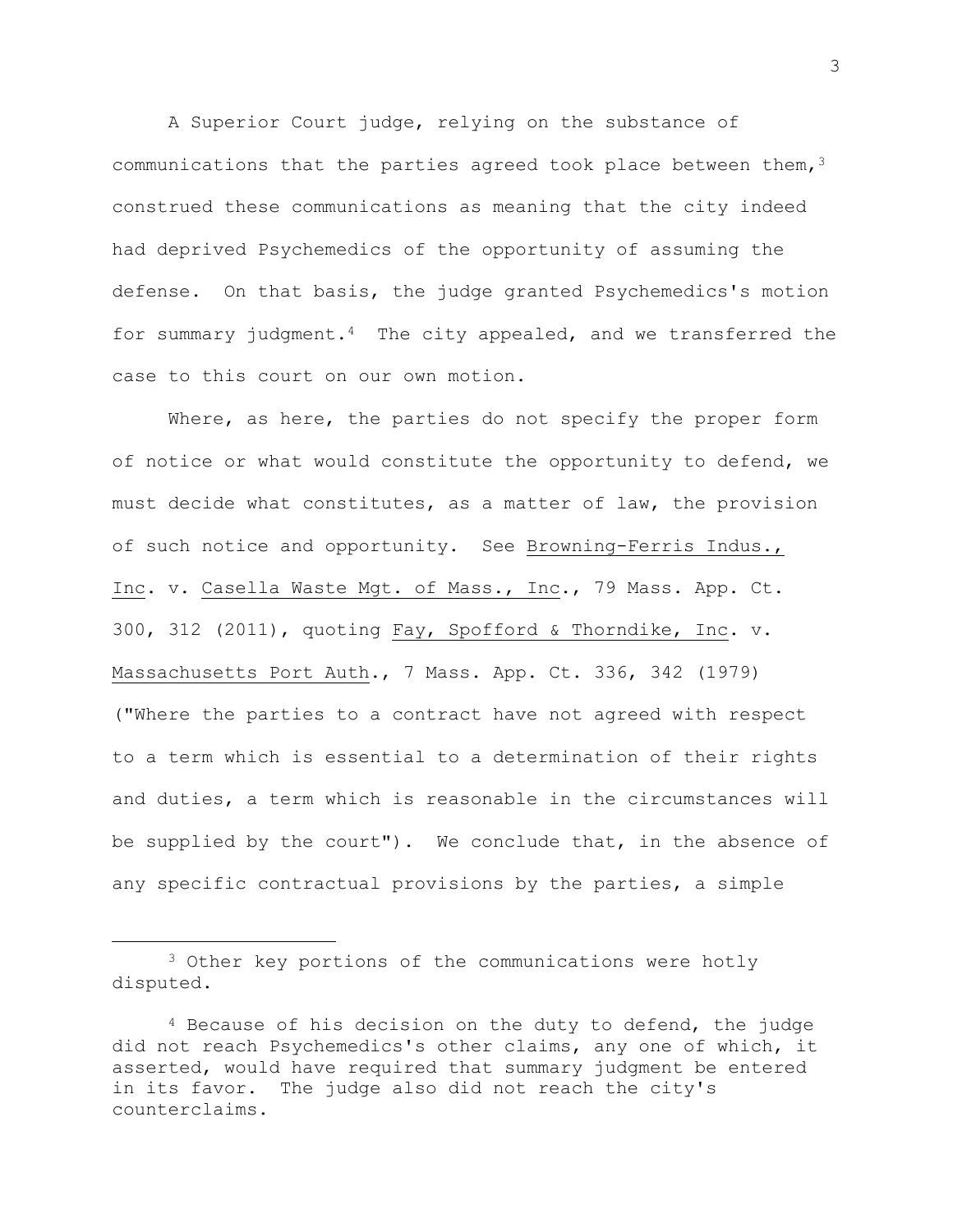A Superior Court judge, relying on the substance of communications that the parties agreed took place between them,[3] construed these communications as meaning that the city indeed had deprived Psychemedics of the opportunity of assuming the defense. On that basis, the judge granted Psychemedics's motion for summary judgment.[4] The city appealed, and we transferred the case to this court on our own motion.

Where, as here, the parties do not specify the proper form of notice or what would constitute the opportunity to defend, we must decide what constitutes, as a matter of law, the provision of such notice and opportunity. See Browning-Ferris Indus., Inc. v. Casella Waste Mgt. of Mass., Inc., 79 Mass. App. Ct. 300, 312 (2011), quoting Fay, Spofford & Thorndike, Inc. v. Massachusetts Port Auth., 7 Mass. App. Ct. 336, 342 (1979) ("Where the parties to a contract have not agreed with respect to a term which is essential to a determination of their rights and duties, a term which is reasonable in the circumstances will be supplied by the court"). We conclude that, in the absence of any specific contractual provisions by the parties, a simple

---

[3] Other key portions of the communications were hotly disputed.

[4] Because of his decision on the duty to defend, the judge did not reach Psychemedics's other claims, any one of which, it asserted, would have required that summary judgment be entered in its favor. The judge also did not reach the city's counterclaims.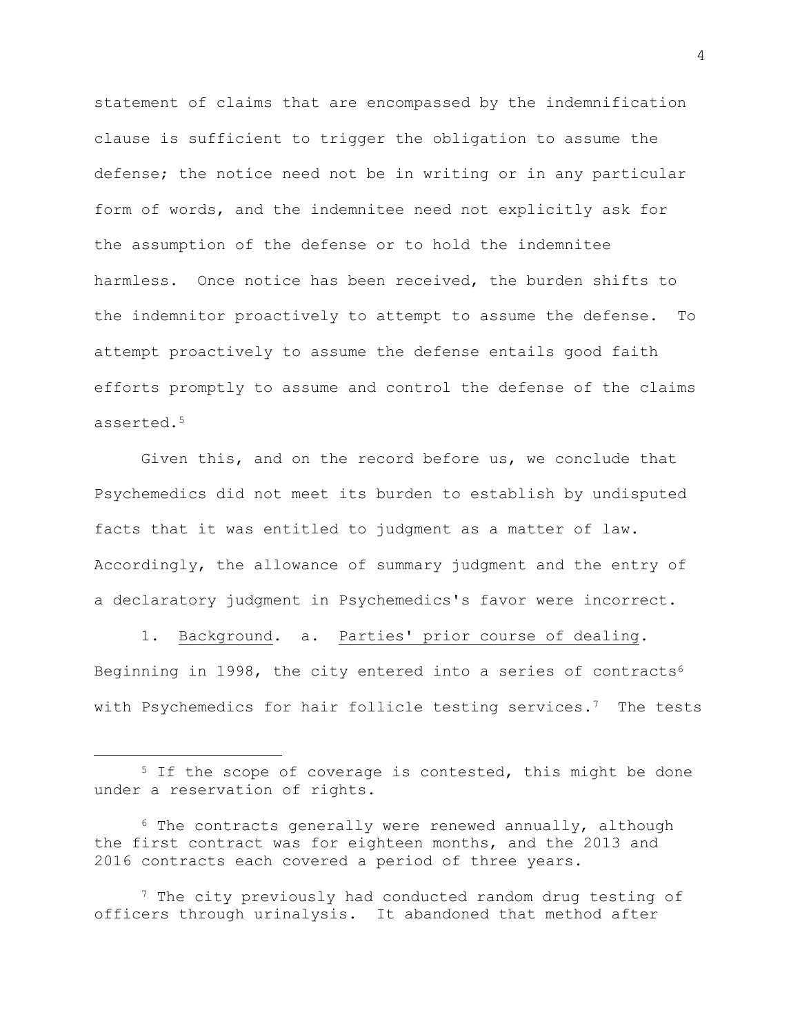statement of claims that are encompassed by the indemnification clause is sufficient to trigger the obligation to assume the defense; the notice need not be in writing or in any particular form of words, and the indemnitee need not explicitly ask for the assumption of the defense or to hold the indemnitee harmless. Once notice has been received, the burden shifts to the indemnitor proactively to attempt to assume the defense. To attempt proactively to assume the defense entails good faith efforts promptly to assume and control the defense of the claims asserted.[5]

Given this, and on the record before us, we conclude that Psychemedics did not meet its burden to establish by undisputed facts that it was entitled to judgment as a matter of law. Accordingly, the allowance of summary judgment and the entry of a declaratory judgment in Psychemedics's favor were incorrect.

1. Background. a. Parties' prior course of dealing. Beginning in 1998, the city entered into a series of contracts[6] with Psychemedics for hair follicle testing services.[7] The tests

---

[5] If the scope of coverage is contested, this might be done under a reservation of rights.

[6] The contracts generally were renewed annually, although the first contract was for eighteen months, and the 2013 and 2016 contracts each covered a period of three years.

[7] The city previously had conducted random drug testing of officers through urinalysis. It abandoned that method after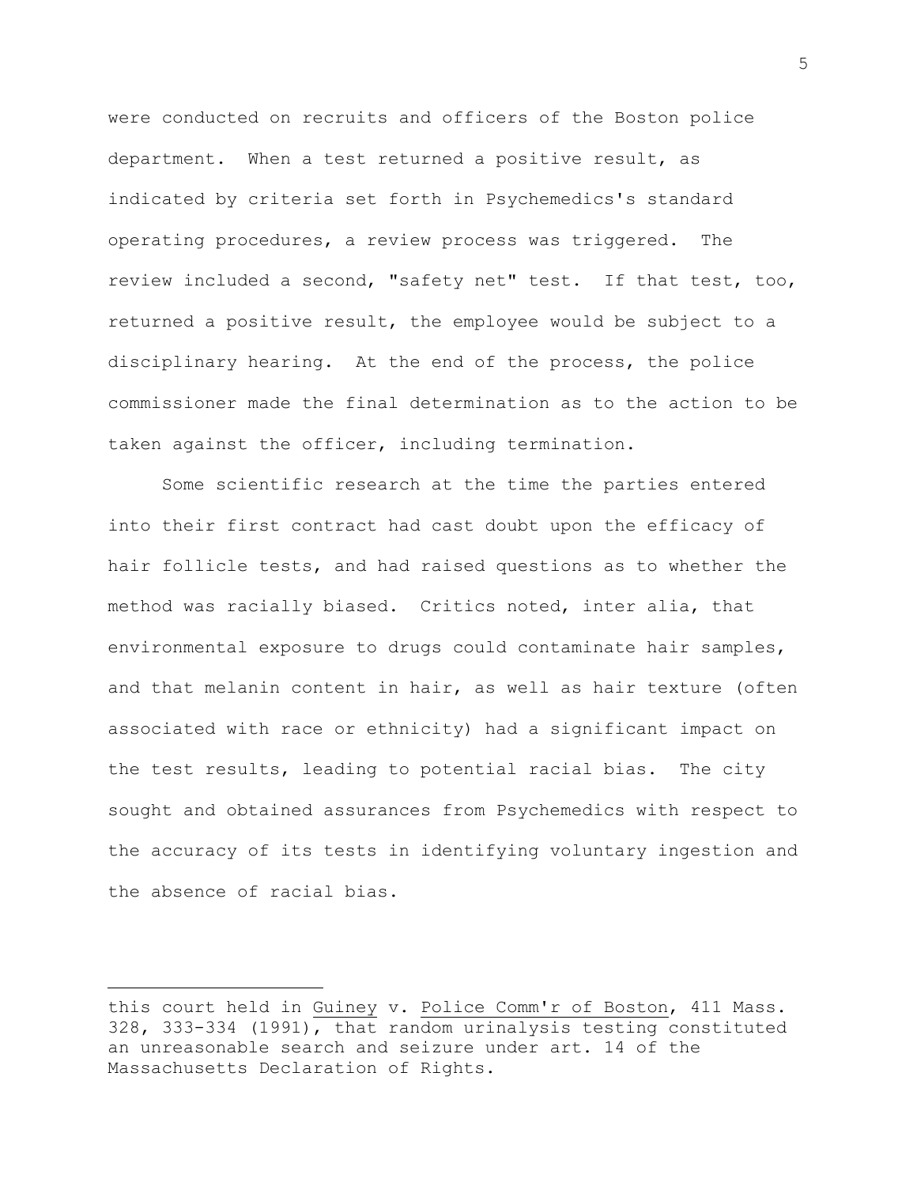were conducted on recruits and officers of the Boston police department. When a test returned a positive result, as indicated by criteria set forth in Psychemedics's standard operating procedures, a review process was triggered. The review included a second, "safety net" test. If that test, too, returned a positive result, the employee would be subject to a disciplinary hearing. At the end of the process, the police commissioner made the final determination as to the action to be taken against the officer, including termination.

Some scientific research at the time the parties entered into their first contract had cast doubt upon the efficacy of hair follicle tests, and had raised questions as to whether the method was racially biased. Critics noted, inter alia, that environmental exposure to drugs could contaminate hair samples, and that melanin content in hair, as well as hair texture (often associated with race or ethnicity) had a significant impact on the test results, leading to potential racial bias. The city sought and obtained assurances from Psychemedics with respect to the accuracy of its tests in identifying voluntary ingestion and the absence of racial bias.

---

this court held in Guiney v. Police Comm'r of Boston, 411 Mass. 328, 333-334 (1991), that random urinalysis testing constituted an unreasonable search and seizure under art. 14 of the Massachusetts Declaration of Rights.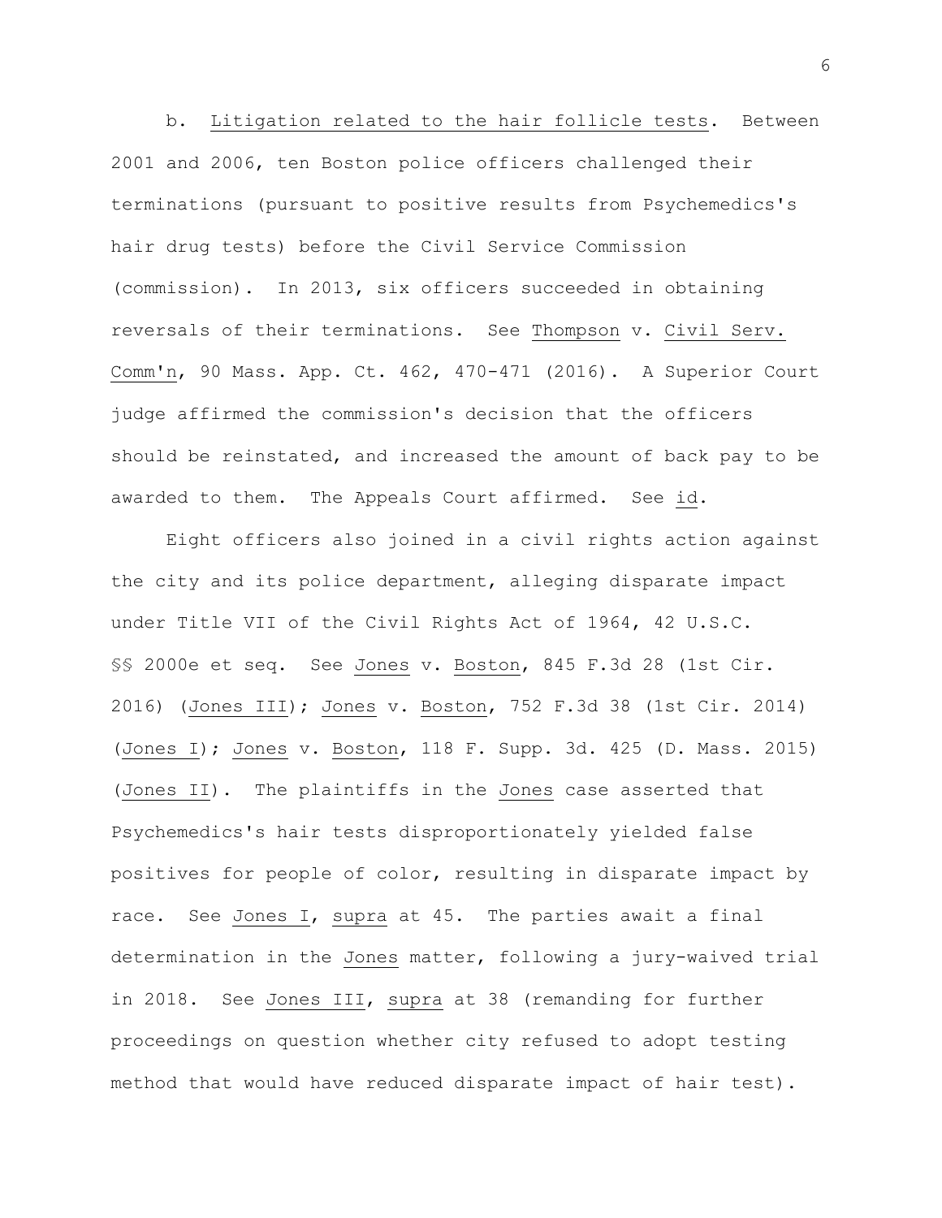b. Litigation related to the hair follicle tests. Between 2001 and 2006, ten Boston police officers challenged their terminations (pursuant to positive results from Psychemedics's hair drug tests) before the Civil Service Commission (commission). In 2013, six officers succeeded in obtaining reversals of their terminations. See Thompson v. Civil Serv. Comm'n, 90 Mass. App. Ct. 462, 470-471 (2016). A Superior Court judge affirmed the commission's decision that the officers should be reinstated, and increased the amount of back pay to be awarded to them. The Appeals Court affirmed. See id.

Eight officers also joined in a civil rights action against the city and its police department, alleging disparate impact under Title VII of the Civil Rights Act of 1964, 42 U.S.C. §§ 2000e et seq. See Jones v. Boston, 845 F.3d 28 (1st Cir. 2016) (Jones III); Jones v. Boston, 752 F.3d 38 (1st Cir. 2014) (Jones I); Jones v. Boston, 118 F. Supp. 3d. 425 (D. Mass. 2015) (Jones II). The plaintiffs in the Jones case asserted that Psychemedics's hair tests disproportionately yielded false positives for people of color, resulting in disparate impact by race. See Jones I, supra at 45. The parties await a final determination in the Jones matter, following a jury-waived trial in 2018. See Jones III, supra at 38 (remanding for further proceedings on question whether city refused to adopt testing method that would have reduced disparate impact of hair test).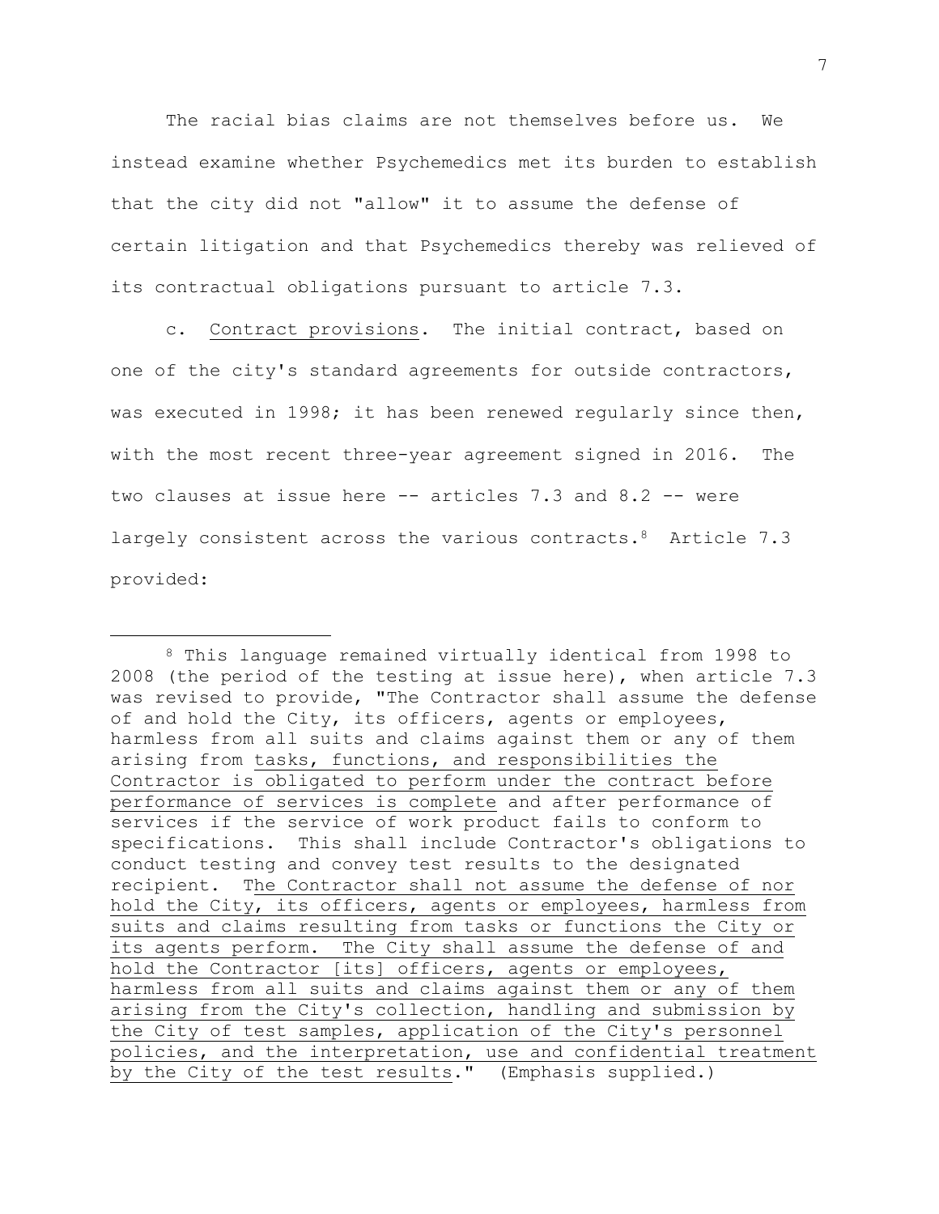The racial bias claims are not themselves before us. We instead examine whether Psychemedics met its burden to establish that the city did not "allow" it to assume the defense of certain litigation and that Psychemedics thereby was relieved of its contractual obligations pursuant to article 7.3.

c. Contract provisions. The initial contract, based on one of the city's standard agreements for outside contractors, was executed in 1998; it has been renewed regularly since then, with the most recent three-year agreement signed in 2016. The two clauses at issue here -- articles 7.3 and 8.2 -- were largely consistent across the various contracts.[8] Article 7.3 provided:

---

[8] This language remained virtually identical from 1998 to 2008 (the period of the testing at issue here), when article 7.3 was revised to provide, "The Contractor shall assume the defense of and hold the City, its officers, agents or employees, harmless from all suits and claims against them or any of them arising from tasks, functions, and responsibilities the Contractor is obligated to perform under the contract before performance of services is complete and after performance of services if the service of work product fails to conform to specifications. This shall include Contractor's obligations to conduct testing and convey test results to the designated recipient. The Contractor shall not assume the defense of nor hold the City, its officers, agents or employees, harmless from suits and claims resulting from tasks or functions the City or its agents perform. The City shall assume the defense of and hold the Contractor [its] officers, agents or employees, harmless from all suits and claims against them or any of them arising from the City's collection, handling and submission by the City of test samples, application of the City's personnel policies, and the interpretation, use and confidential treatment by the City of the test results." (Emphasis supplied.)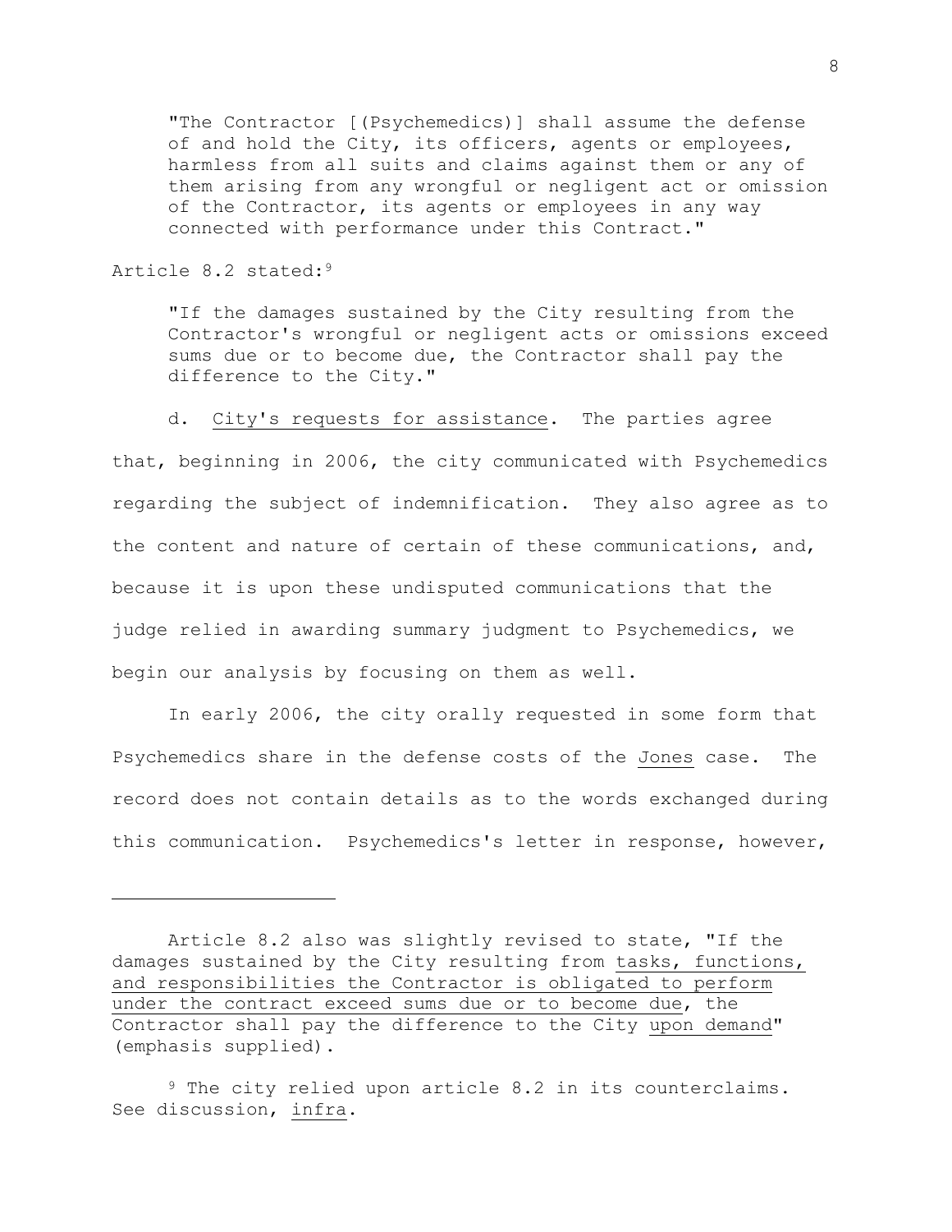"The Contractor [(Psychemedics)] shall assume the defense of and hold the City, its officers, agents or employees, harmless from all suits and claims against them or any of them arising from any wrongful or negligent act or omission of the Contractor, its agents or employees in any way connected with performance under this Contract."

Article 8.2 stated:[9]

"If the damages sustained by the City resulting from the Contractor's wrongful or negligent acts or omissions exceed sums due or to become due, the Contractor shall pay the difference to the City."

d. City's requests for assistance. The parties agree that, beginning in 2006, the city communicated with Psychemedics regarding the subject of indemnification. They also agree as to the content and nature of certain of these communications, and, because it is upon these undisputed communications that the judge relied in awarding summary judgment to Psychemedics, we begin our analysis by focusing on them as well.

In early 2006, the city orally requested in some form that Psychemedics share in the defense costs of the Jones case. The record does not contain details as to the words exchanged during this communication. Psychemedics's letter in response, however,

---

Article 8.2 also was slightly revised to state, "If the damages sustained by the City resulting from tasks, functions, and responsibilities the Contractor is obligated to perform under the contract exceed sums due or to become due, the Contractor shall pay the difference to the City upon demand" (emphasis supplied).

[9] The city relied upon article 8.2 in its counterclaims. See discussion, infra.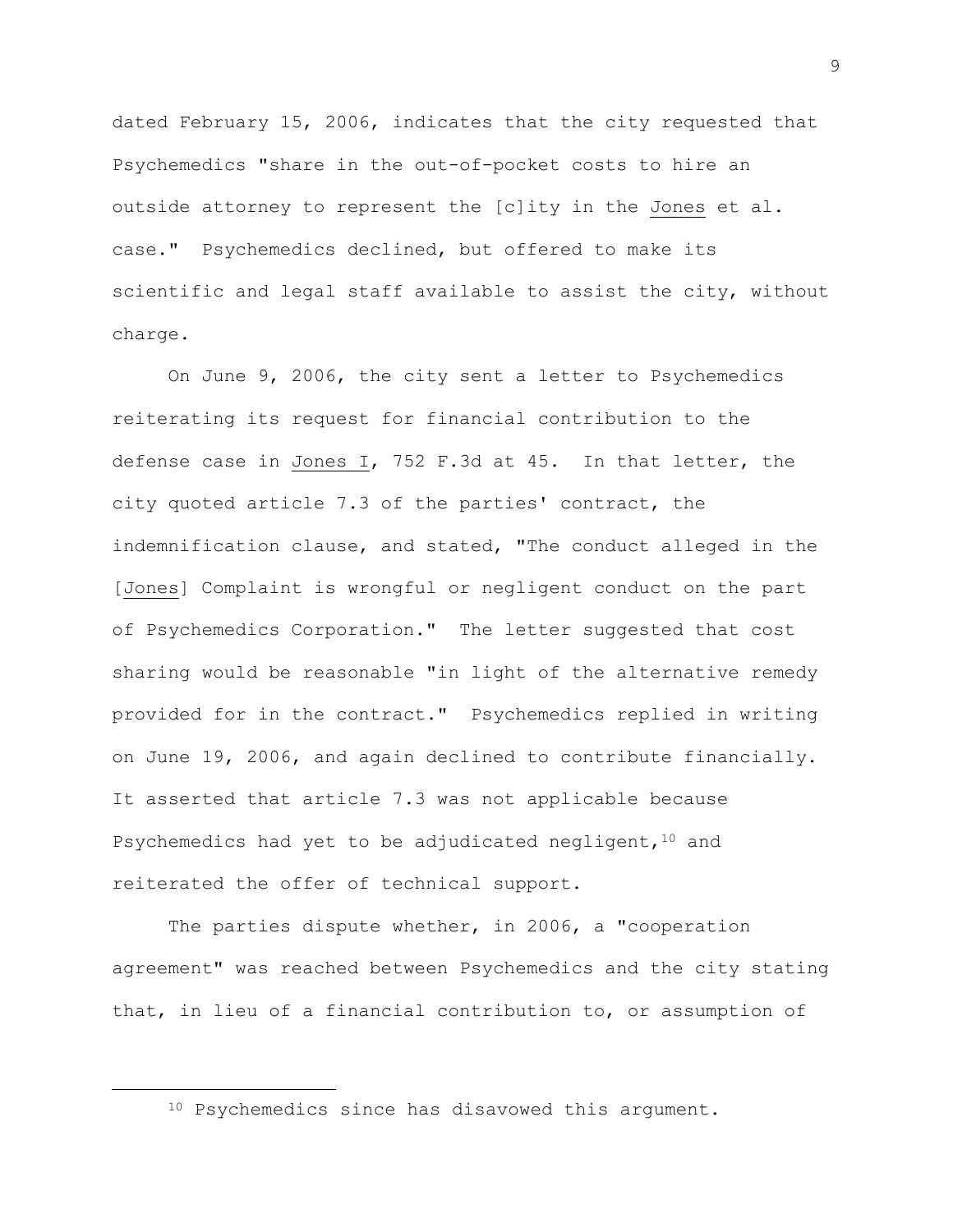dated February 15, 2006, indicates that the city requested that Psychemedics "share in the out-of-pocket costs to hire an outside attorney to represent the [c]ity in the Jones et al. case." Psychemedics declined, but offered to make its scientific and legal staff available to assist the city, without charge.

On June 9, 2006, the city sent a letter to Psychemedics reiterating its request for financial contribution to the defense case in Jones I, 752 F.3d at 45. In that letter, the city quoted article 7.3 of the parties' contract, the indemnification clause, and stated, "The conduct alleged in the [Jones] Complaint is wrongful or negligent conduct on the part of Psychemedics Corporation." The letter suggested that cost sharing would be reasonable "in light of the alternative remedy provided for in the contract." Psychemedics replied in writing on June 19, 2006, and again declined to contribute financially. It asserted that article 7.3 was not applicable because Psychemedics had yet to be adjudicated negligent,[10] and reiterated the offer of technical support.

The parties dispute whether, in 2006, a "cooperation agreement" was reached between Psychemedics and the city stating that, in lieu of a financial contribution to, or assumption of

[10] Psychemedics since has disavowed this argument.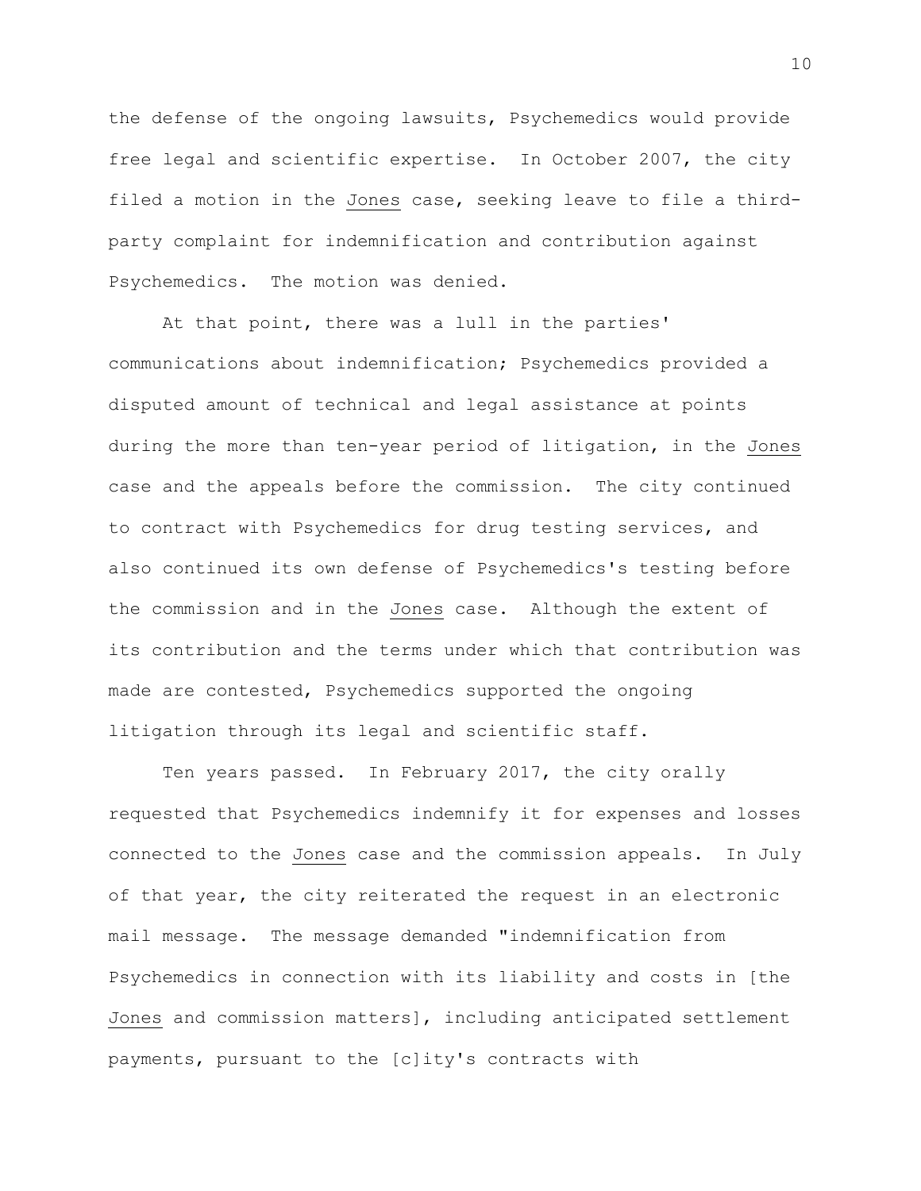the defense of the ongoing lawsuits, Psychemedics would provide free legal and scientific expertise. In October 2007, the city filed a motion in the _Jones_ case, seeking leave to file a third-party complaint for indemnification and contribution against Psychemedics. The motion was denied.

At that point, there was a lull in the parties' communications about indemnification; Psychemedics provided a disputed amount of technical and legal assistance at points during the more than ten-year period of litigation, in the _Jones_ case and the appeals before the commission. The city continued to contract with Psychemedics for drug testing services, and also continued its own defense of Psychemedics's testing before the commission and in the _Jones_ case. Although the extent of its contribution and the terms under which that contribution was made are contested, Psychemedics supported the ongoing litigation through its legal and scientific staff.

Ten years passed. In February 2017, the city orally requested that Psychemedics indemnify it for expenses and losses connected to the _Jones_ case and the commission appeals. In July of that year, the city reiterated the request in an electronic mail message. The message demanded "indemnification from Psychemedics in connection with its liability and costs in [the _Jones_ and commission matters], including anticipated settlement payments, pursuant to the [c]ity's contracts with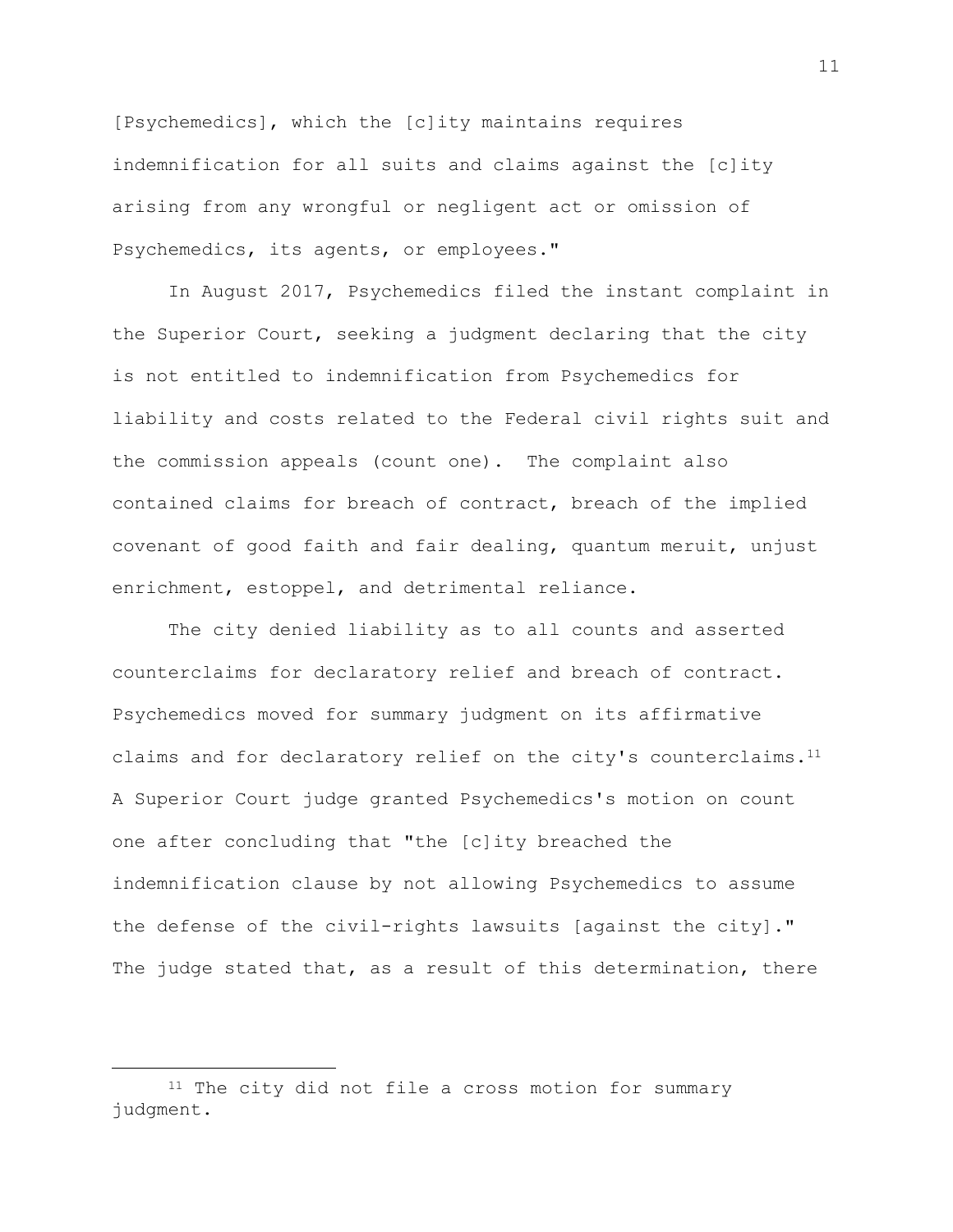[Psychemedics], which the [c]ity maintains requires indemnification for all suits and claims against the [c]ity arising from any wrongful or negligent act or omission of Psychemedics, its agents, or employees."

In August 2017, Psychemedics filed the instant complaint in the Superior Court, seeking a judgment declaring that the city is not entitled to indemnification from Psychemedics for liability and costs related to the Federal civil rights suit and the commission appeals (count one). The complaint also contained claims for breach of contract, breach of the implied covenant of good faith and fair dealing, quantum meruit, unjust enrichment, estoppel, and detrimental reliance.

The city denied liability as to all counts and asserted counterclaims for declaratory relief and breach of contract. Psychemedics moved for summary judgment on its affirmative claims and for declaratory relief on the city's counterclaims.[11] A Superior Court judge granted Psychemedics's motion on count one after concluding that "the [c]ity breached the indemnification clause by not allowing Psychemedics to assume the defense of the civil-rights lawsuits [against the city]." The judge stated that, as a result of this determination, there

---

[11] The city did not file a cross motion for summary judgment.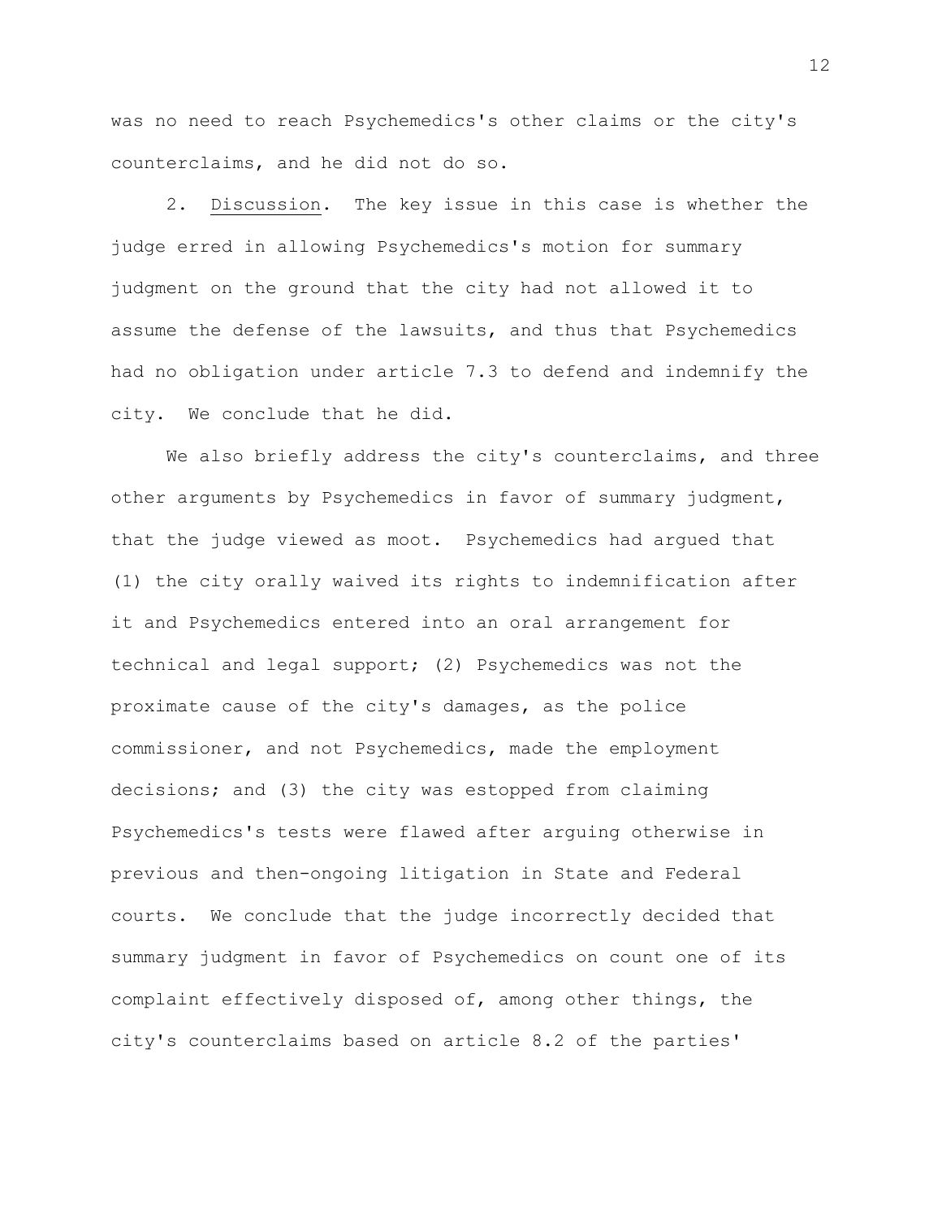was no need to reach Psychemedics's other claims or the city's counterclaims, and he did not do so.

2. Discussion. The key issue in this case is whether the judge erred in allowing Psychemedics's motion for summary judgment on the ground that the city had not allowed it to assume the defense of the lawsuits, and thus that Psychemedics had no obligation under article 7.3 to defend and indemnify the city. We conclude that he did.

We also briefly address the city's counterclaims, and three other arguments by Psychemedics in favor of summary judgment, that the judge viewed as moot. Psychemedics had argued that (1) the city orally waived its rights to indemnification after it and Psychemedics entered into an oral arrangement for technical and legal support; (2) Psychemedics was not the proximate cause of the city's damages, as the police commissioner, and not Psychemedics, made the employment decisions; and (3) the city was estopped from claiming Psychemedics's tests were flawed after arguing otherwise in previous and then-ongoing litigation in State and Federal courts. We conclude that the judge incorrectly decided that summary judgment in favor of Psychemedics on count one of its complaint effectively disposed of, among other things, the city's counterclaims based on article 8.2 of the parties'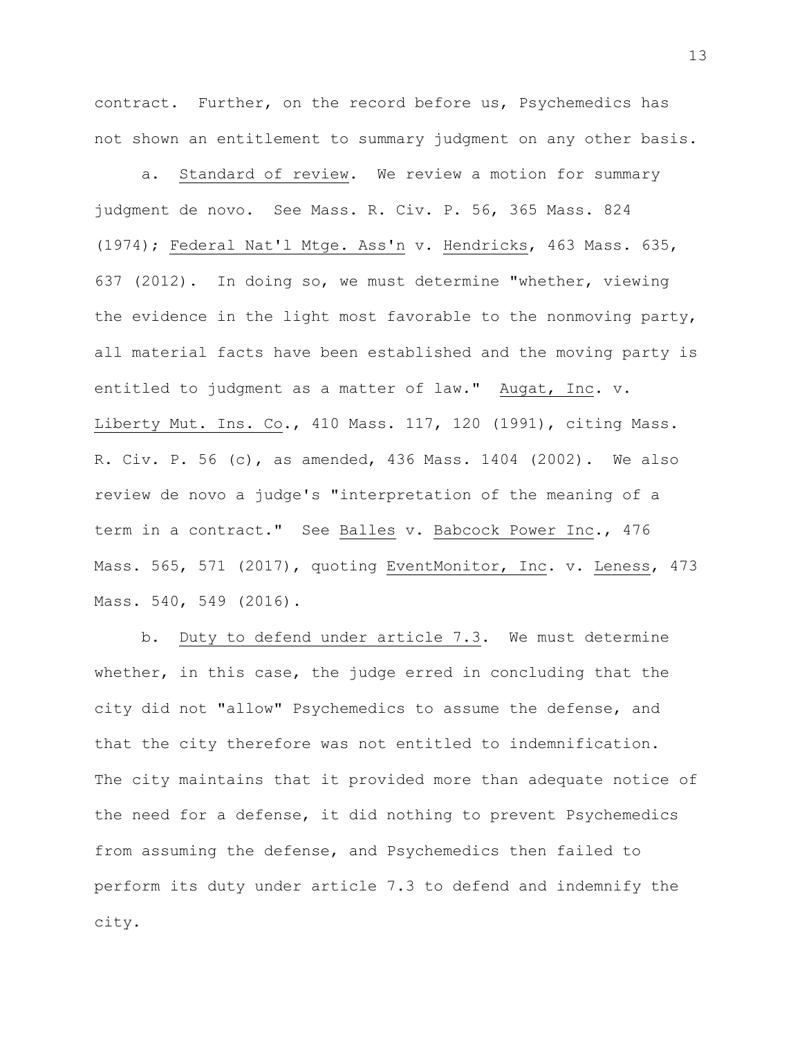contract. Further, on the record before us, Psychemedics has not shown an entitlement to summary judgment on any other basis.

a. Standard of review. We review a motion for summary judgment de novo. See Mass. R. Civ. P. 56, 365 Mass. 824 (1974); Federal Nat'l Mtge. Ass'n v. Hendricks, 463 Mass. 635, 637 (2012). In doing so, we must determine "whether, viewing the evidence in the light most favorable to the nonmoving party, all material facts have been established and the moving party is entitled to judgment as a matter of law." Augat, Inc. v. Liberty Mut. Ins. Co., 410 Mass. 117, 120 (1991), citing Mass. R. Civ. P. 56 (c), as amended, 436 Mass. 1404 (2002). We also review de novo a judge's "interpretation of the meaning of a term in a contract." See Balles v. Babcock Power Inc., 476 Mass. 565, 571 (2017), quoting EventMonitor, Inc. v. Leness, 473 Mass. 540, 549 (2016).

b. Duty to defend under article 7.3. We must determine whether, in this case, the judge erred in concluding that the city did not "allow" Psychemedics to assume the defense, and that the city therefore was not entitled to indemnification. The city maintains that it provided more than adequate notice of the need for a defense, it did nothing to prevent Psychemedics from assuming the defense, and Psychemedics then failed to perform its duty under article 7.3 to defend and indemnify the city.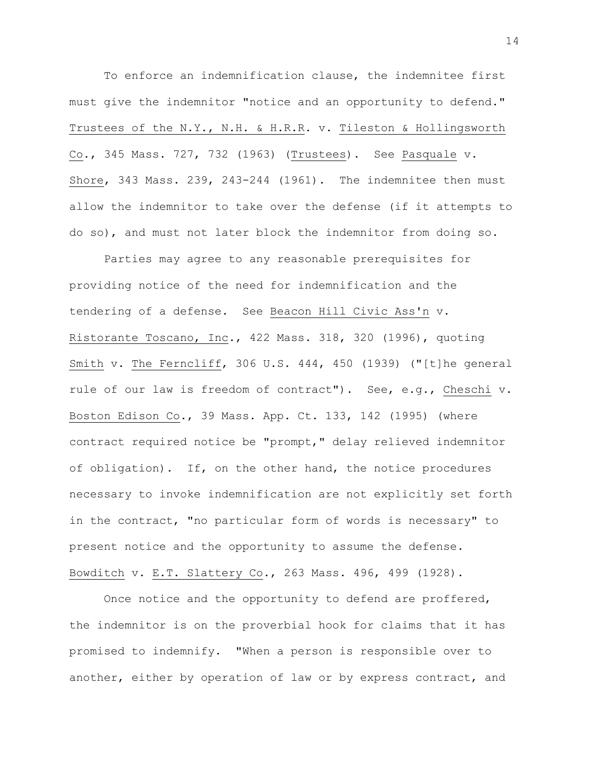To enforce an indemnification clause, the indemnitee first must give the indemnitor "notice and an opportunity to defend." Trustees of the N.Y., N.H. & H.R.R. v. Tileston & Hollingsworth Co., 345 Mass. 727, 732 (1963) (Trustees). See Pasquale v. Shore, 343 Mass. 239, 243-244 (1961). The indemnitee then must allow the indemnitor to take over the defense (if it attempts to do so), and must not later block the indemnitor from doing so.

Parties may agree to any reasonable prerequisites for providing notice of the need for indemnification and the tendering of a defense. See Beacon Hill Civic Ass'n v. Ristorante Toscano, Inc., 422 Mass. 318, 320 (1996), quoting Smith v. The Ferncliff, 306 U.S. 444, 450 (1939) ("[t]he general rule of our law is freedom of contract"). See, e.g., Cheschi v. Boston Edison Co., 39 Mass. App. Ct. 133, 142 (1995) (where contract required notice be "prompt," delay relieved indemnitor of obligation). If, on the other hand, the notice procedures necessary to invoke indemnification are not explicitly set forth in the contract, "no particular form of words is necessary" to present notice and the opportunity to assume the defense. Bowditch v. E.T. Slattery Co., 263 Mass. 496, 499 (1928).

Once notice and the opportunity to defend are proffered, the indemnitor is on the proverbial hook for claims that it has promised to indemnify. "When a person is responsible over to another, either by operation of law or by express contract, and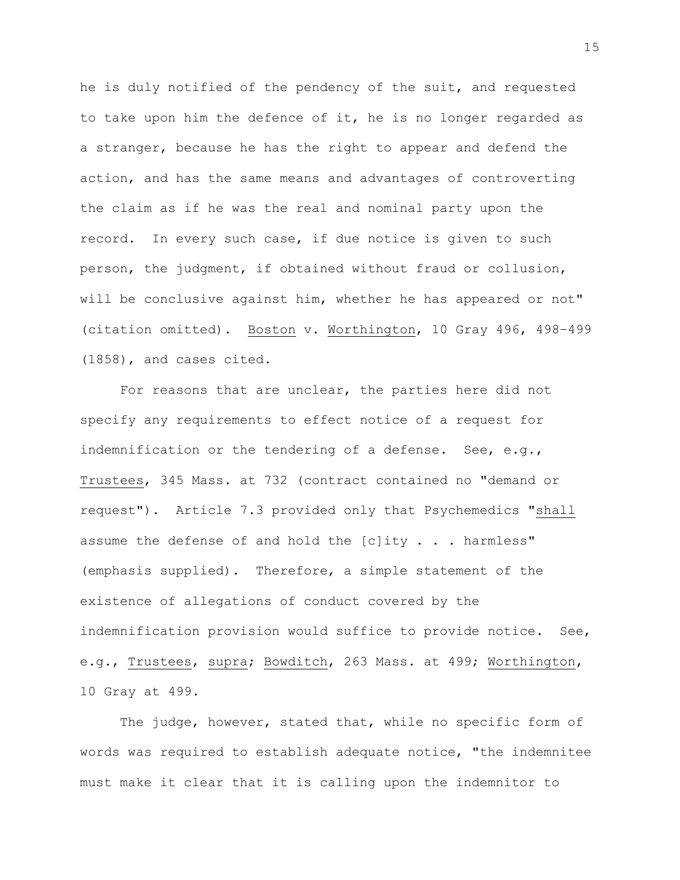he is duly notified of the pendency of the suit, and requested to take upon him the defence of it, he is no longer regarded as a stranger, because he has the right to appear and defend the action, and has the same means and advantages of controverting the claim as if he was the real and nominal party upon the record. In every such case, if due notice is given to such person, the judgment, if obtained without fraud or collusion, will be conclusive against him, whether he has appeared or not" (citation omitted). Boston v. Worthington, 10 Gray 496, 498-499 (1858), and cases cited.

For reasons that are unclear, the parties here did not specify any requirements to effect notice of a request for indemnification or the tendering of a defense. See, e.g., Trustees, 345 Mass. at 732 (contract contained no "demand or request"). Article 7.3 provided only that Psychemedics "shall assume the defense of and hold the [c]ity . . . harmless" (emphasis supplied). Therefore, a simple statement of the existence of allegations of conduct covered by the indemnification provision would suffice to provide notice. See, e.g., Trustees, supra; Bowditch, 263 Mass. at 499; Worthington, 10 Gray at 499.

The judge, however, stated that, while no specific form of words was required to establish adequate notice, "the indemnitee must make it clear that it is calling upon the indemnitor to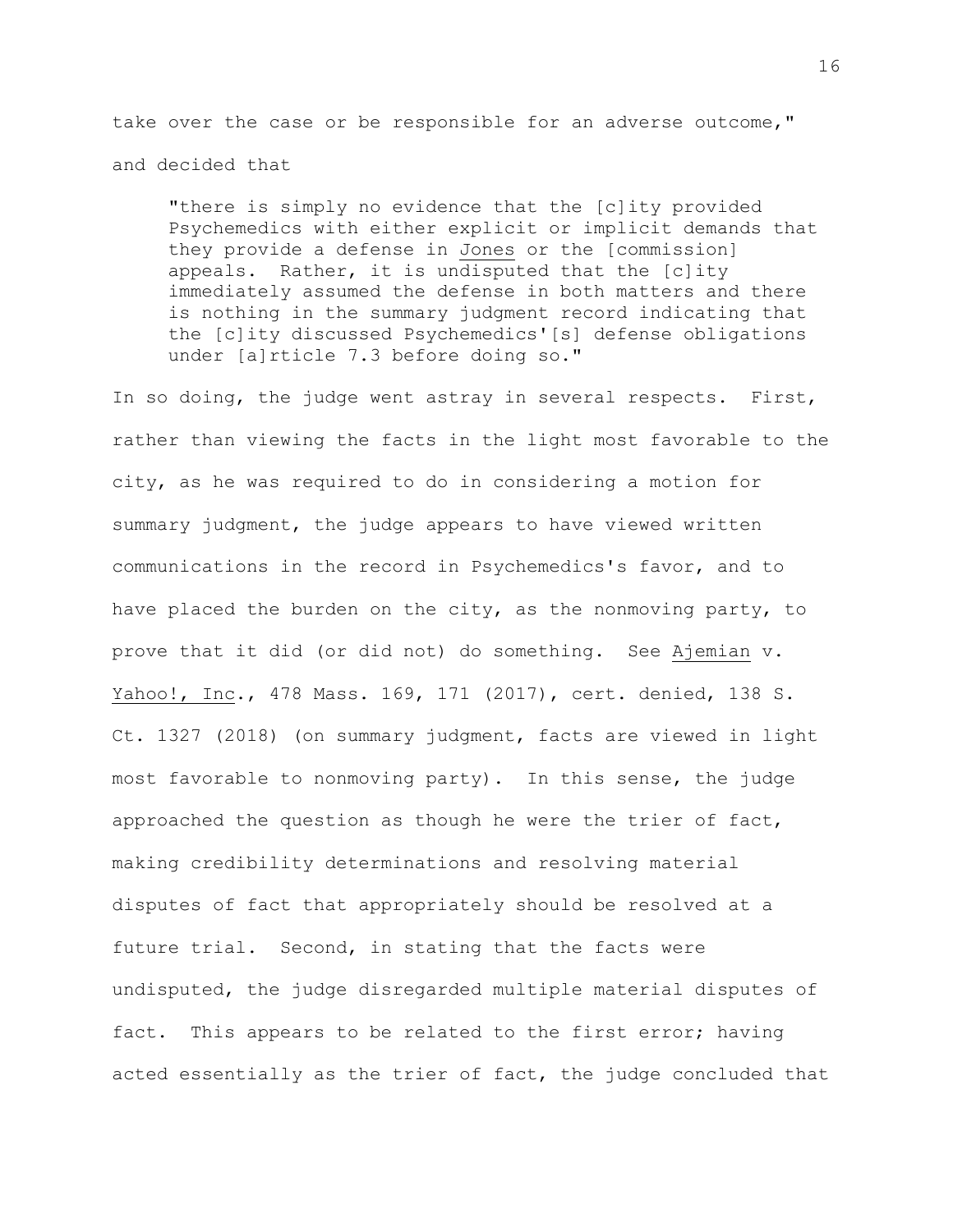take over the case or be responsible for an adverse outcome," and decided that

> "there is simply no evidence that the [c]ity provided Psychemedics with either explicit or implicit demands that they provide a defense in Jones or the [commission] appeals. Rather, it is undisputed that the [c]ity immediately assumed the defense in both matters and there is nothing in the summary judgment record indicating that the [c]ity discussed Psychemedics'[s] defense obligations under [a]rticle 7.3 before doing so."

In so doing, the judge went astray in several respects. First, rather than viewing the facts in the light most favorable to the city, as he was required to do in considering a motion for summary judgment, the judge appears to have viewed written communications in the record in Psychemedics's favor, and to have placed the burden on the city, as the nonmoving party, to prove that it did (or did not) do something. See Ajemian v. Yahoo!, Inc., 478 Mass. 169, 171 (2017), cert. denied, 138 S. Ct. 1327 (2018) (on summary judgment, facts are viewed in light most favorable to nonmoving party). In this sense, the judge approached the question as though he were the trier of fact, making credibility determinations and resolving material disputes of fact that appropriately should be resolved at a future trial. Second, in stating that the facts were undisputed, the judge disregarded multiple material disputes of fact. This appears to be related to the first error; having acted essentially as the trier of fact, the judge concluded that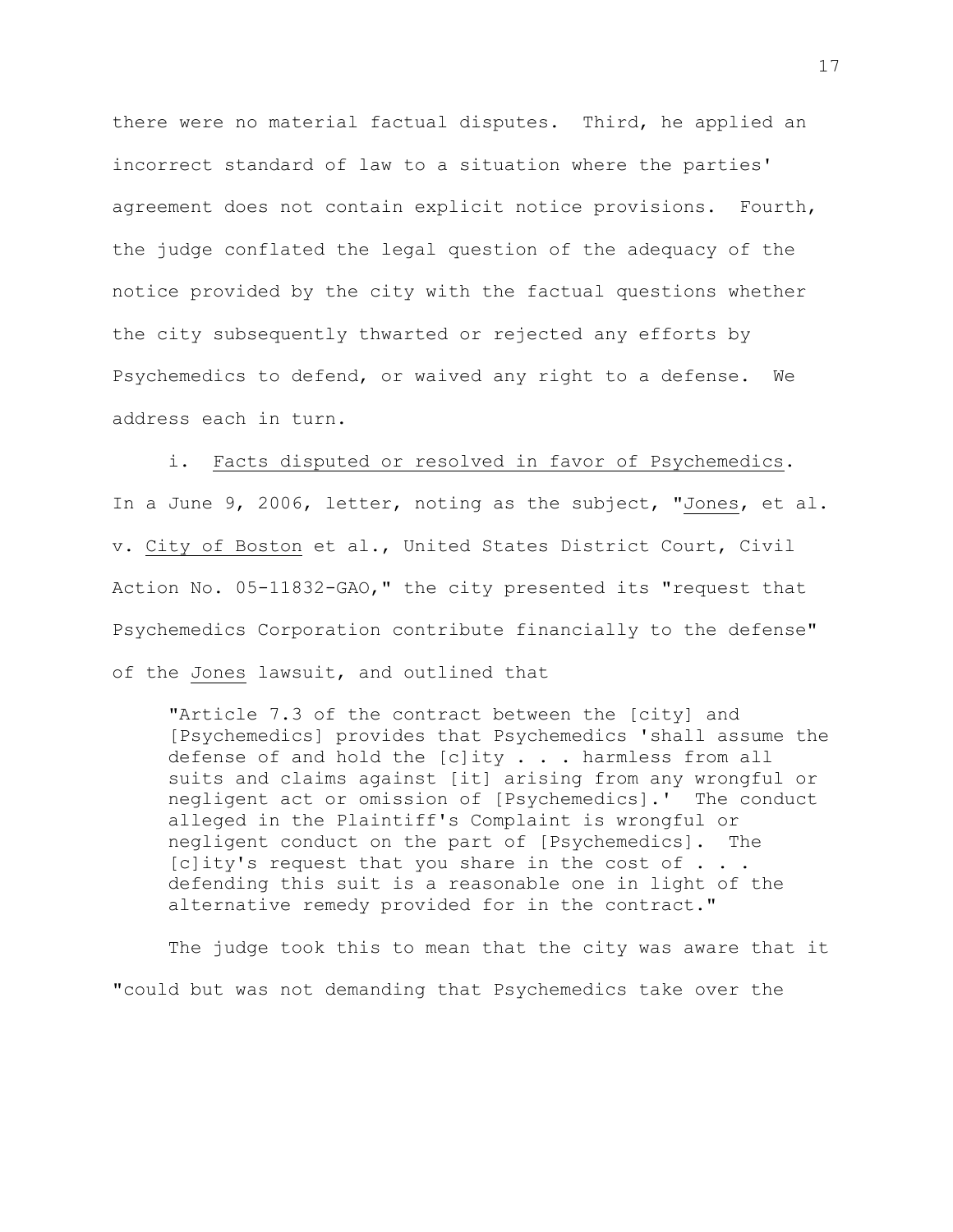there were no material factual disputes. Third, he applied an incorrect standard of law to a situation where the parties' agreement does not contain explicit notice provisions. Fourth, the judge conflated the legal question of the adequacy of the notice provided by the city with the factual questions whether the city subsequently thwarted or rejected any efforts by Psychemedics to defend, or waived any right to a defense. We address each in turn.

i. Facts disputed or resolved in favor of Psychemedics. In a June 9, 2006, letter, noting as the subject, "Jones, et al. v. City of Boston et al., United States District Court, Civil Action No. 05-11832-GAO," the city presented its "request that Psychemedics Corporation contribute financially to the defense" of the Jones lawsuit, and outlined that

> "Article 7.3 of the contract between the [city] and [Psychemedics] provides that Psychemedics 'shall assume the defense of and hold the [c]ity . . . harmless from all suits and claims against [it] arising from any wrongful or negligent act or omission of [Psychemedics].' The conduct alleged in the Plaintiff's Complaint is wrongful or negligent conduct on the part of [Psychemedics]. The [c]ity's request that you share in the cost of . . . defending this suit is a reasonable one in light of the alternative remedy provided for in the contract."

The judge took this to mean that the city was aware that it "could but was not demanding that Psychemedics take over the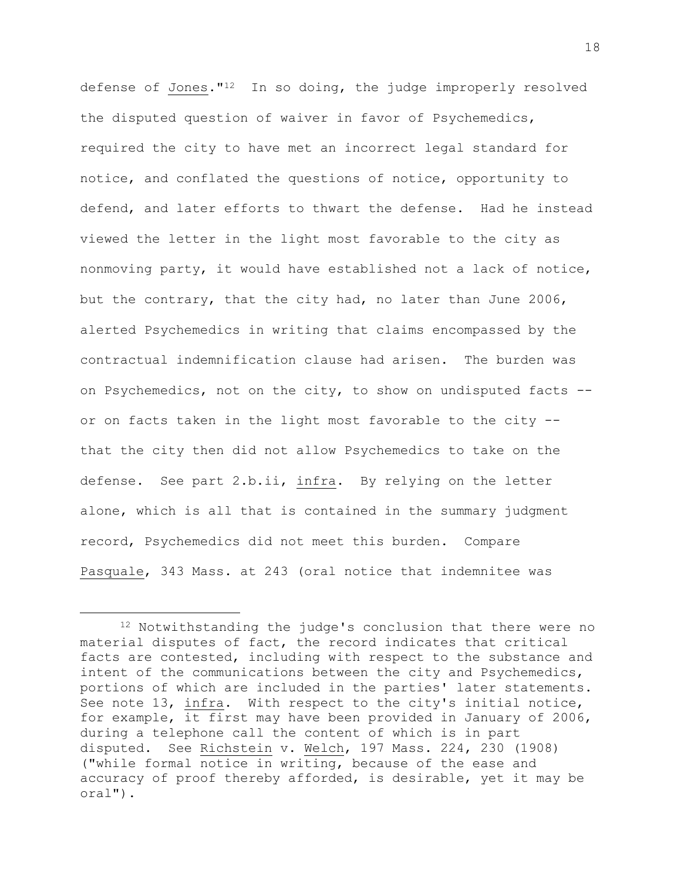defense of Jones."[12] In so doing, the judge improperly resolved the disputed question of waiver in favor of Psychemedics, required the city to have met an incorrect legal standard for notice, and conflated the questions of notice, opportunity to defend, and later efforts to thwart the defense. Had he instead viewed the letter in the light most favorable to the city as nonmoving party, it would have established not a lack of notice, but the contrary, that the city had, no later than June 2006, alerted Psychemedics in writing that claims encompassed by the contractual indemnification clause had arisen. The burden was on Psychemedics, not on the city, to show on undisputed facts -- or on facts taken in the light most favorable to the city -- that the city then did not allow Psychemedics to take on the defense. See part 2.b.ii, infra. By relying on the letter alone, which is all that is contained in the summary judgment record, Psychemedics did not meet this burden. Compare Pasquale, 343 Mass. at 243 (oral notice that indemnitee was

---

[12] Notwithstanding the judge's conclusion that there were no material disputes of fact, the record indicates that critical facts are contested, including with respect to the substance and intent of the communications between the city and Psychemedics, portions of which are included in the parties' later statements. See note 13, infra. With respect to the city's initial notice, for example, it first may have been provided in January of 2006, during a telephone call the content of which is in part disputed. See Richstein v. Welch, 197 Mass. 224, 230 (1908) ("while formal notice in writing, because of the ease and accuracy of proof thereby afforded, is desirable, yet it may be oral").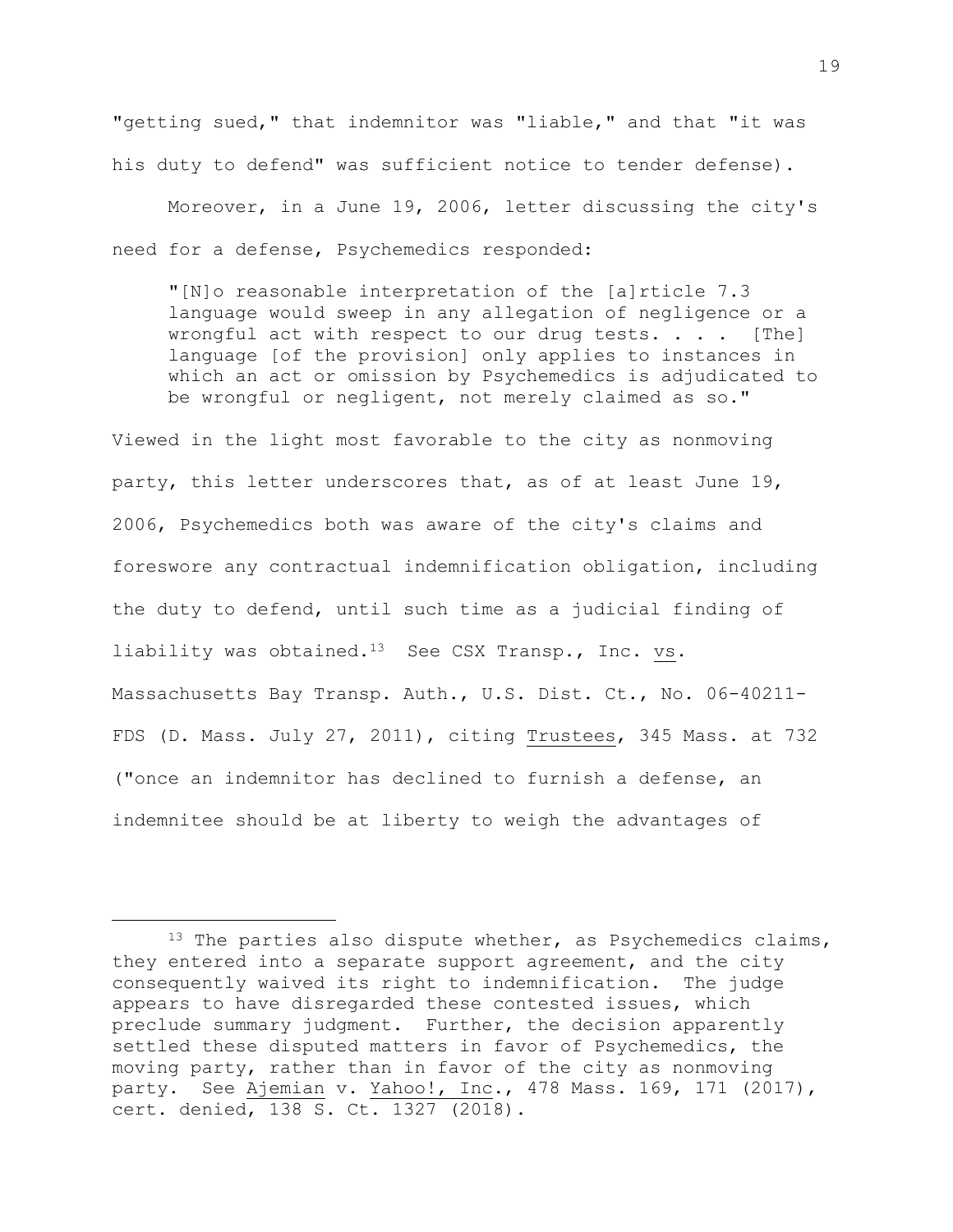"getting sued," that indemnitor was "liable," and that "it was his duty to defend" was sufficient notice to tender defense).

Moreover, in a June 19, 2006, letter discussing the city's need for a defense, Psychemedics responded:

> "[N]o reasonable interpretation of the [a]rticle 7.3 language would sweep in any allegation of negligence or a wrongful act with respect to our drug tests. . . . [The] language [of the provision] only applies to instances in which an act or omission by Psychemedics is adjudicated to be wrongful or negligent, not merely claimed as so."

Viewed in the light most favorable to the city as nonmoving party, this letter underscores that, as of at least June 19, 2006, Psychemedics both was aware of the city's claims and foreswore any contractual indemnification obligation, including the duty to defend, until such time as a judicial finding of liability was obtained.[13] See CSX Transp., Inc. vs. Massachusetts Bay Transp. Auth., U.S. Dist. Ct., No. 06-40211-FDS (D. Mass. July 27, 2011), citing Trustees, 345 Mass. at 732 ("once an indemnitor has declined to furnish a defense, an indemnitee should be at liberty to weigh the advantages of

---

[13] The parties also dispute whether, as Psychemedics claims, they entered into a separate support agreement, and the city consequently waived its right to indemnification. The judge appears to have disregarded these contested issues, which preclude summary judgment. Further, the decision apparently settled these disputed matters in favor of Psychemedics, the moving party, rather than in favor of the city as nonmoving party. See Ajemian v. Yahoo!, Inc., 478 Mass. 169, 171 (2017), cert. denied, 138 S. Ct. 1327 (2018).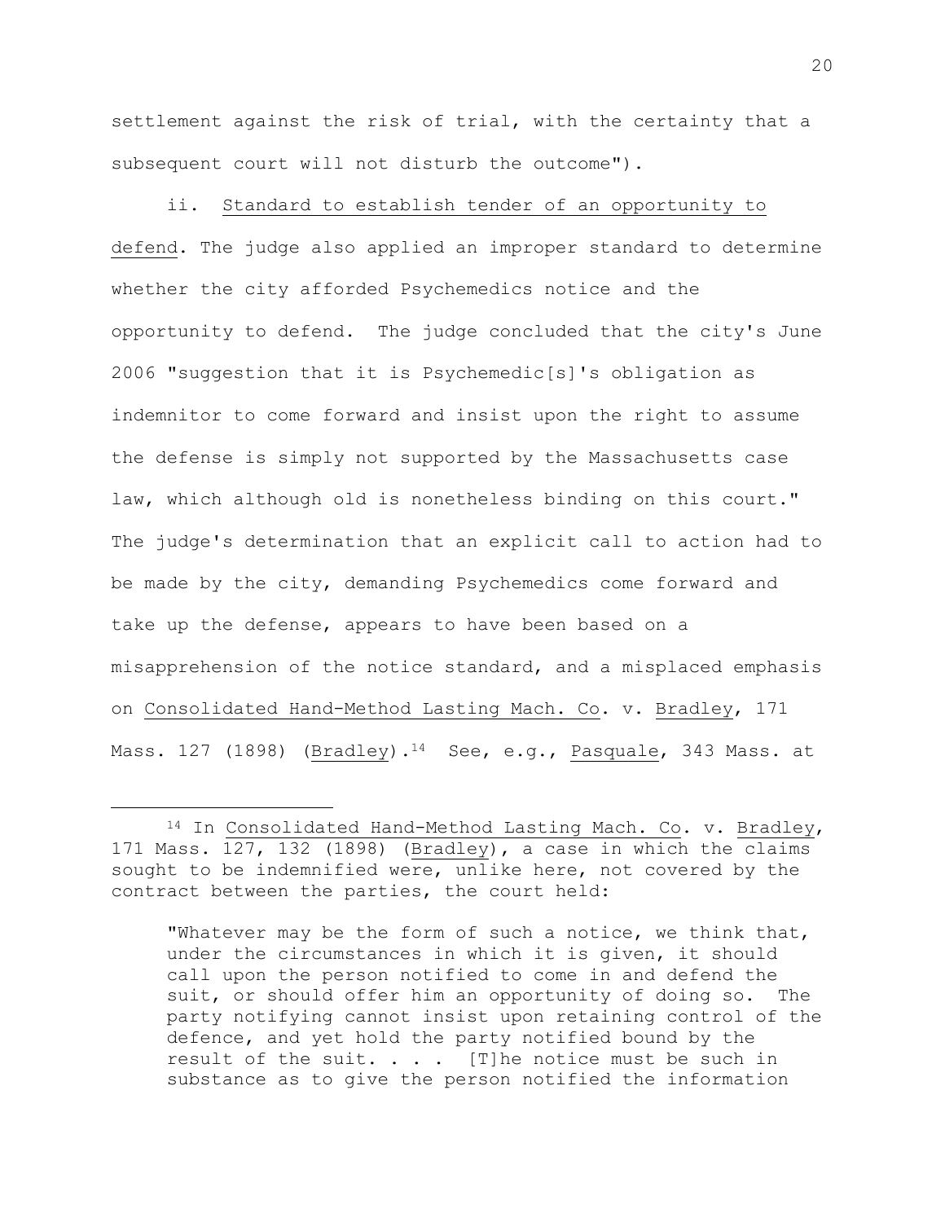settlement against the risk of trial, with the certainty that a subsequent court will not disturb the outcome").

ii. Standard to establish tender of an opportunity to defend. The judge also applied an improper standard to determine whether the city afforded Psychemedics notice and the opportunity to defend. The judge concluded that the city's June 2006 "suggestion that it is Psychemedic[s]'s obligation as indemnitor to come forward and insist upon the right to assume the defense is simply not supported by the Massachusetts case law, which although old is nonetheless binding on this court." The judge's determination that an explicit call to action had to be made by the city, demanding Psychemedics come forward and take up the defense, appears to have been based on a misapprehension of the notice standard, and a misplaced emphasis on Consolidated Hand-Method Lasting Mach. Co. v. Bradley, 171 Mass. 127 (1898) (Bradley).[14] See, e.g., Pasquale, 343 Mass. at

---

[14] In Consolidated Hand-Method Lasting Mach. Co. v. Bradley, 171 Mass. 127, 132 (1898) (Bradley), a case in which the claims sought to be indemnified were, unlike here, not covered by the contract between the parties, the court held:

> "Whatever may be the form of such a notice, we think that, under the circumstances in which it is given, it should call upon the person notified to come in and defend the suit, or should offer him an opportunity of doing so. The party notifying cannot insist upon retaining control of the defence, and yet hold the party notified bound by the result of the suit. . . . [T]he notice must be such in substance as to give the person notified the information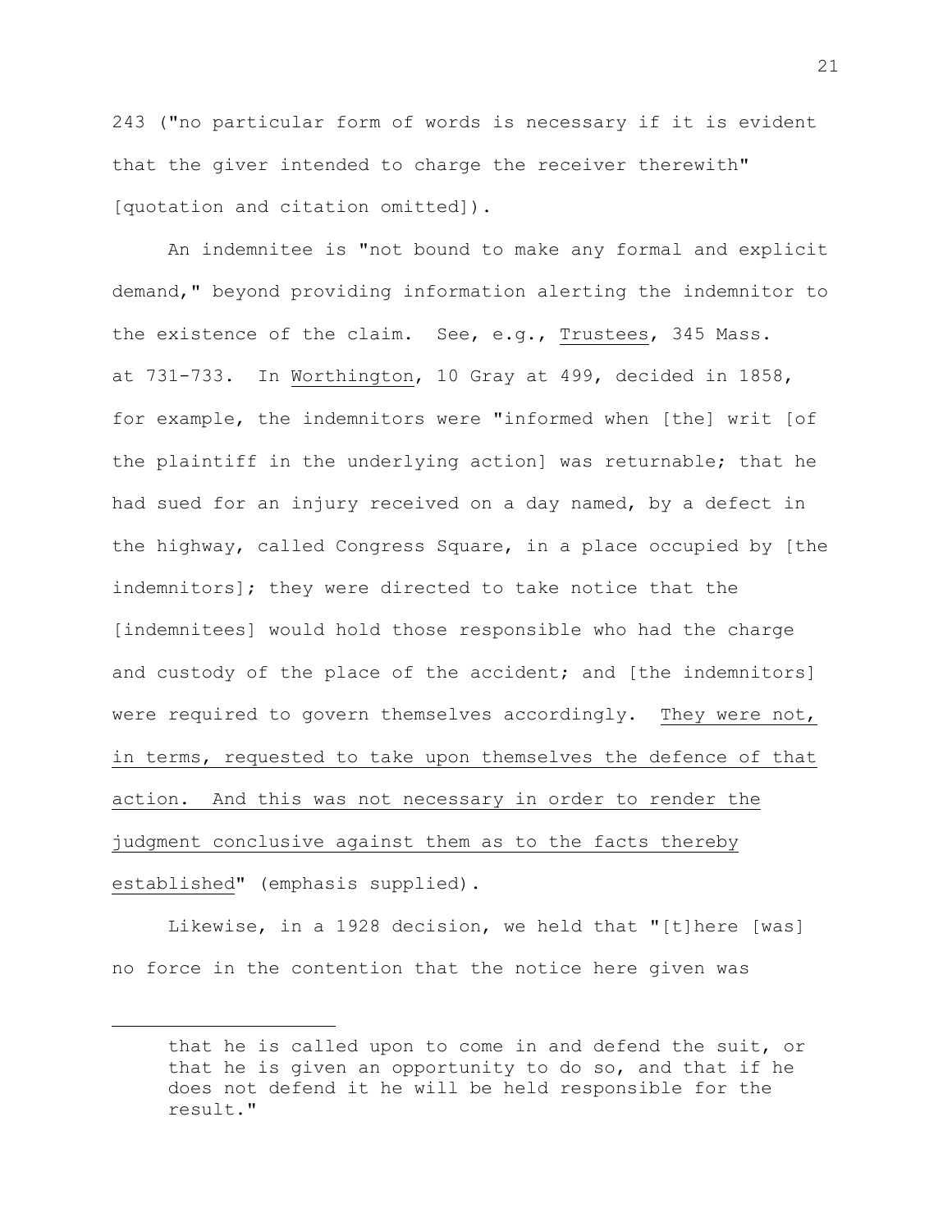243 ("no particular form of words is necessary if it is evident that the giver intended to charge the receiver therewith" [quotation and citation omitted]).

An indemnitee is "not bound to make any formal and explicit demand," beyond providing information alerting the indemnitor to the existence of the claim. See, e.g., Trustees, 345 Mass. at 731-733. In Worthington, 10 Gray at 499, decided in 1858, for example, the indemnitors were "informed when [the] writ [of the plaintiff in the underlying action] was returnable; that he had sued for an injury received on a day named, by a defect in the highway, called Congress Square, in a place occupied by [the indemnitors]; they were directed to take notice that the [indemnitees] would hold those responsible who had the charge and custody of the place of the accident; and [the indemnitors] were required to govern themselves accordingly. They were not, in terms, requested to take upon themselves the defence of that action. And this was not necessary in order to render the judgment conclusive against them as to the facts thereby established" (emphasis supplied).

Likewise, in a 1928 decision, we held that "[t]here [was] no force in the contention that the notice here given was

---

that he is called upon to come in and defend the suit, or that he is given an opportunity to do so, and that if he does not defend it he will be held responsible for the result."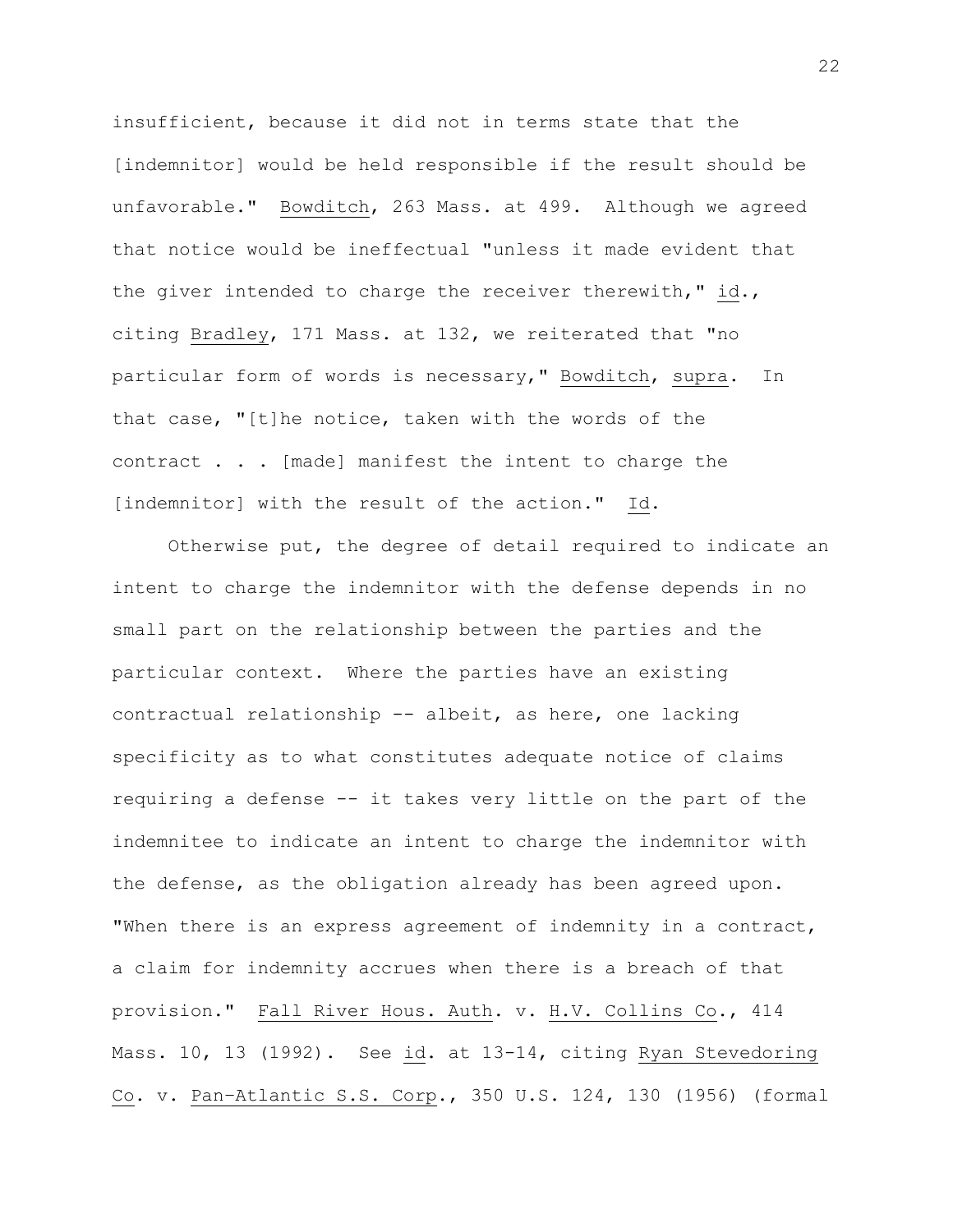insufficient, because it did not in terms state that the [indemnitor] would be held responsible if the result should be unfavorable." Bowditch, 263 Mass. at 499. Although we agreed that notice would be ineffectual "unless it made evident that the giver intended to charge the receiver therewith," id., citing Bradley, 171 Mass. at 132, we reiterated that "no particular form of words is necessary," Bowditch, supra. In that case, "[t]he notice, taken with the words of the contract . . . [made] manifest the intent to charge the [indemnitor] with the result of the action." Id.

Otherwise put, the degree of detail required to indicate an intent to charge the indemnitor with the defense depends in no small part on the relationship between the parties and the particular context. Where the parties have an existing contractual relationship -- albeit, as here, one lacking specificity as to what constitutes adequate notice of claims requiring a defense -- it takes very little on the part of the indemnitee to indicate an intent to charge the indemnitor with the defense, as the obligation already has been agreed upon. "When there is an express agreement of indemnity in a contract, a claim for indemnity accrues when there is a breach of that provision." Fall River Hous. Auth. v. H.V. Collins Co., 414 Mass. 10, 13 (1992). See id. at 13-14, citing Ryan Stevedoring Co. v. Pan-Atlantic S.S. Corp., 350 U.S. 124, 130 (1956) (formal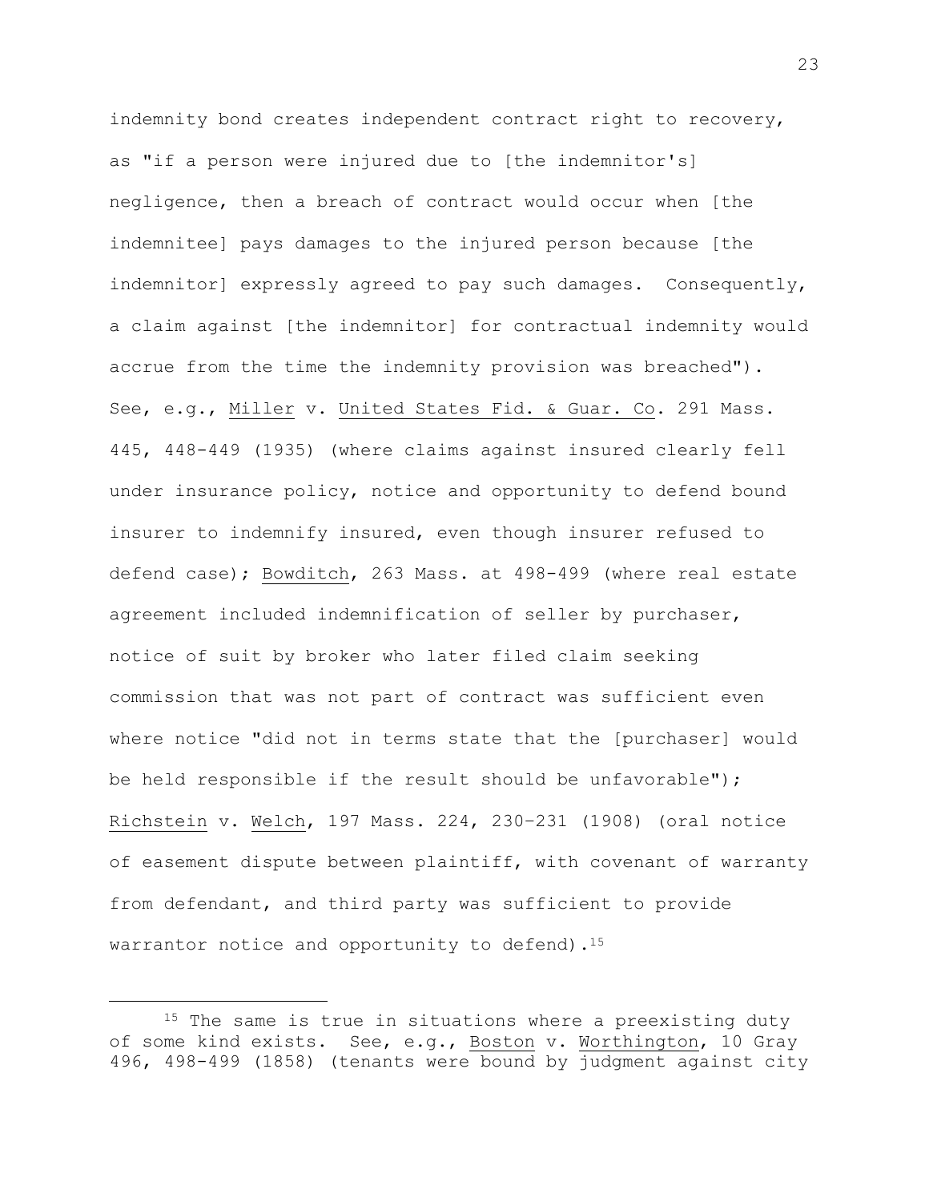indemnity bond creates independent contract right to recovery, as "if a person were injured due to [the indemnitor's] negligence, then a breach of contract would occur when [the indemnitee] pays damages to the injured person because [the indemnitor] expressly agreed to pay such damages. Consequently, a claim against [the indemnitor] for contractual indemnity would accrue from the time the indemnity provision was breached"). See, e.g., Miller v. United States Fid. & Guar. Co. 291 Mass. 445, 448-449 (1935) (where claims against insured clearly fell under insurance policy, notice and opportunity to defend bound insurer to indemnify insured, even though insurer refused to defend case); Bowditch, 263 Mass. at 498-499 (where real estate agreement included indemnification of seller by purchaser, notice of suit by broker who later filed claim seeking commission that was not part of contract was sufficient even where notice "did not in terms state that the [purchaser] would be held responsible if the result should be unfavorable"); Richstein v. Welch, 197 Mass. 224, 230–231 (1908) (oral notice of easement dispute between plaintiff, with covenant of warranty from defendant, and third party was sufficient to provide warrantor notice and opportunity to defend).[15]

---

[15] The same is true in situations where a preexisting duty of some kind exists. See, e.g., Boston v. Worthington, 10 Gray 496, 498-499 (1858) (tenants were bound by judgment against city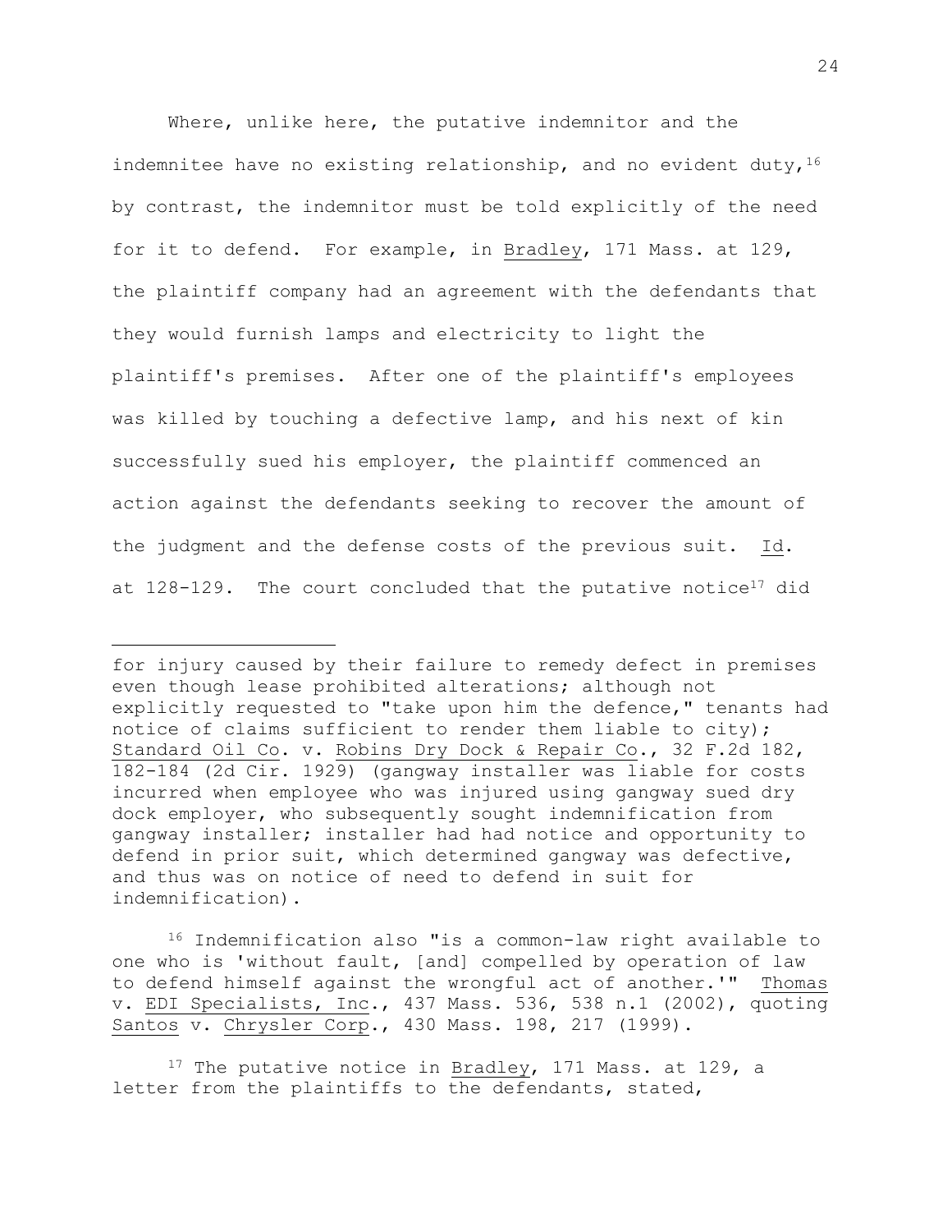Where, unlike here, the putative indemnitor and the indemnitee have no existing relationship, and no evident duty,[16] by contrast, the indemnitor must be told explicitly of the need for it to defend. For example, in Bradley, 171 Mass. at 129, the plaintiff company had an agreement with the defendants that they would furnish lamps and electricity to light the plaintiff's premises. After one of the plaintiff's employees was killed by touching a defective lamp, and his next of kin successfully sued his employer, the plaintiff commenced an action against the defendants seeking to recover the amount of the judgment and the defense costs of the previous suit. Id. at 128-129. The court concluded that the putative notice[17] did

---

for injury caused by their failure to remedy defect in premises even though lease prohibited alterations; although not explicitly requested to "take upon him the defence," tenants had notice of claims sufficient to render them liable to city); Standard Oil Co. v. Robins Dry Dock & Repair Co., 32 F.2d 182, 182-184 (2d Cir. 1929) (gangway installer was liable for costs incurred when employee who was injured using gangway sued dry dock employer, who subsequently sought indemnification from gangway installer; installer had had notice and opportunity to defend in prior suit, which determined gangway was defective, and thus was on notice of need to defend in suit for indemnification).

[16] Indemnification also "is a common-law right available to one who is 'without fault, [and] compelled by operation of law to defend himself against the wrongful act of another.'" Thomas v. EDI Specialists, Inc., 437 Mass. 536, 538 n.1 (2002), quoting Santos v. Chrysler Corp., 430 Mass. 198, 217 (1999).

[17] The putative notice in Bradley, 171 Mass. at 129, a letter from the plaintiffs to the defendants, stated,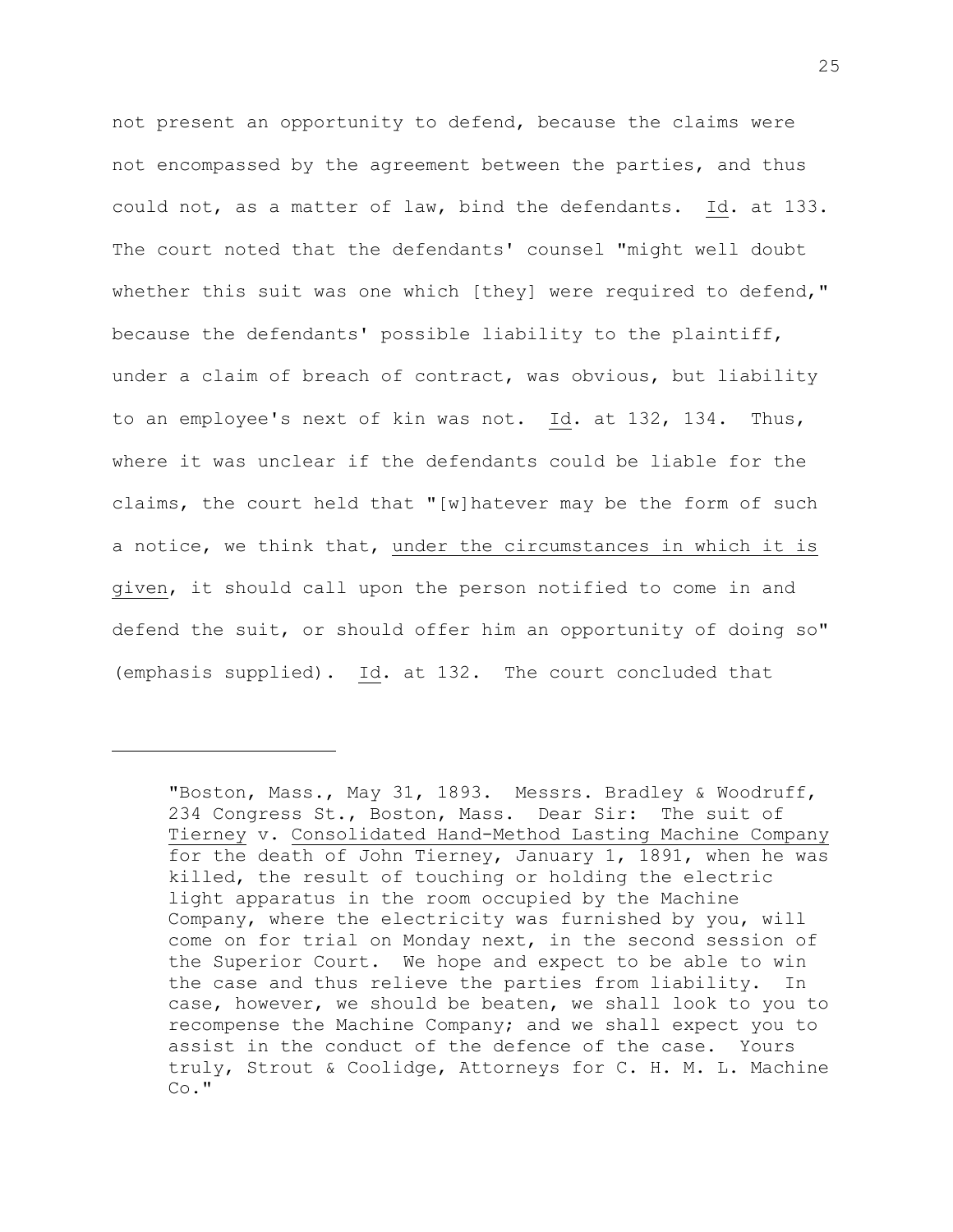not present an opportunity to defend, because the claims were not encompassed by the agreement between the parties, and thus could not, as a matter of law, bind the defendants. Id. at 133. The court noted that the defendants' counsel "might well doubt whether this suit was one which [they] were required to defend," because the defendants' possible liability to the plaintiff, under a claim of breach of contract, was obvious, but liability to an employee's next of kin was not. Id. at 132, 134. Thus, where it was unclear if the defendants could be liable for the claims, the court held that "[w]hatever may be the form of such a notice, we think that, under the circumstances in which it is given, it should call upon the person notified to come in and defend the suit, or should offer him an opportunity of doing so" (emphasis supplied). Id. at 132. The court concluded that

---

> "Boston, Mass., May 31, 1893. Messrs. Bradley & Woodruff, 234 Congress St., Boston, Mass. Dear Sir: The suit of Tierney v. Consolidated Hand-Method Lasting Machine Company for the death of John Tierney, January 1, 1891, when he was killed, the result of touching or holding the electric light apparatus in the room occupied by the Machine Company, where the electricity was furnished by you, will come on for trial on Monday next, in the second session of the Superior Court. We hope and expect to be able to win the case and thus relieve the parties from liability. In case, however, we should be beaten, we shall look to you to recompense the Machine Company; and we shall expect you to assist in the conduct of the defence of the case. Yours truly, Strout & Coolidge, Attorneys for C. H. M. L. Machine Co."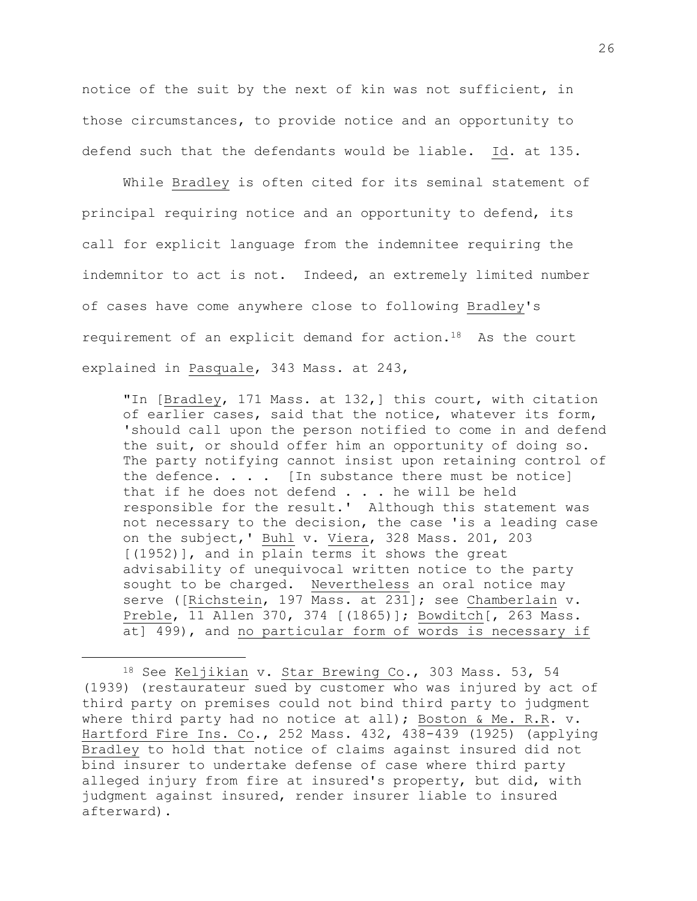notice of the suit by the next of kin was not sufficient, in those circumstances, to provide notice and an opportunity to defend such that the defendants would be liable. Id. at 135.

While Bradley is often cited for its seminal statement of principal requiring notice and an opportunity to defend, its call for explicit language from the indemnitee requiring the indemnitor to act is not. Indeed, an extremely limited number of cases have come anywhere close to following Bradley's requirement of an explicit demand for action.[18] As the court explained in Pasquale, 343 Mass. at 243,

> "In [Bradley, 171 Mass. at 132,] this court, with citation of earlier cases, said that the notice, whatever its form, 'should call upon the person notified to come in and defend the suit, or should offer him an opportunity of doing so. The party notifying cannot insist upon retaining control of the defence. . . . [In substance there must be notice] that if he does not defend . . . he will be held responsible for the result.' Although this statement was not necessary to the decision, the case 'is a leading case on the subject,' Buhl v. Viera, 328 Mass. 201, 203 [(1952)], and in plain terms it shows the great advisability of unequivocal written notice to the party sought to be charged. Nevertheless an oral notice may serve ([Richstein, 197 Mass. at 231]; see Chamberlain v. Preble, 11 Allen 370, 374 [(1865)]; Bowditch[, 263 Mass. at] 499), and no particular form of words is necessary if

---

[18] See Keljikian v. Star Brewing Co., 303 Mass. 53, 54 (1939) (restaurateur sued by customer who was injured by act of third party on premises could not bind third party to judgment where third party had no notice at all); Boston & Me. R.R. v. Hartford Fire Ins. Co., 252 Mass. 432, 438-439 (1925) (applying Bradley to hold that notice of claims against insured did not bind insurer to undertake defense of case where third party alleged injury from fire at insured's property, but did, with judgment against insured, render insurer liable to insured afterward).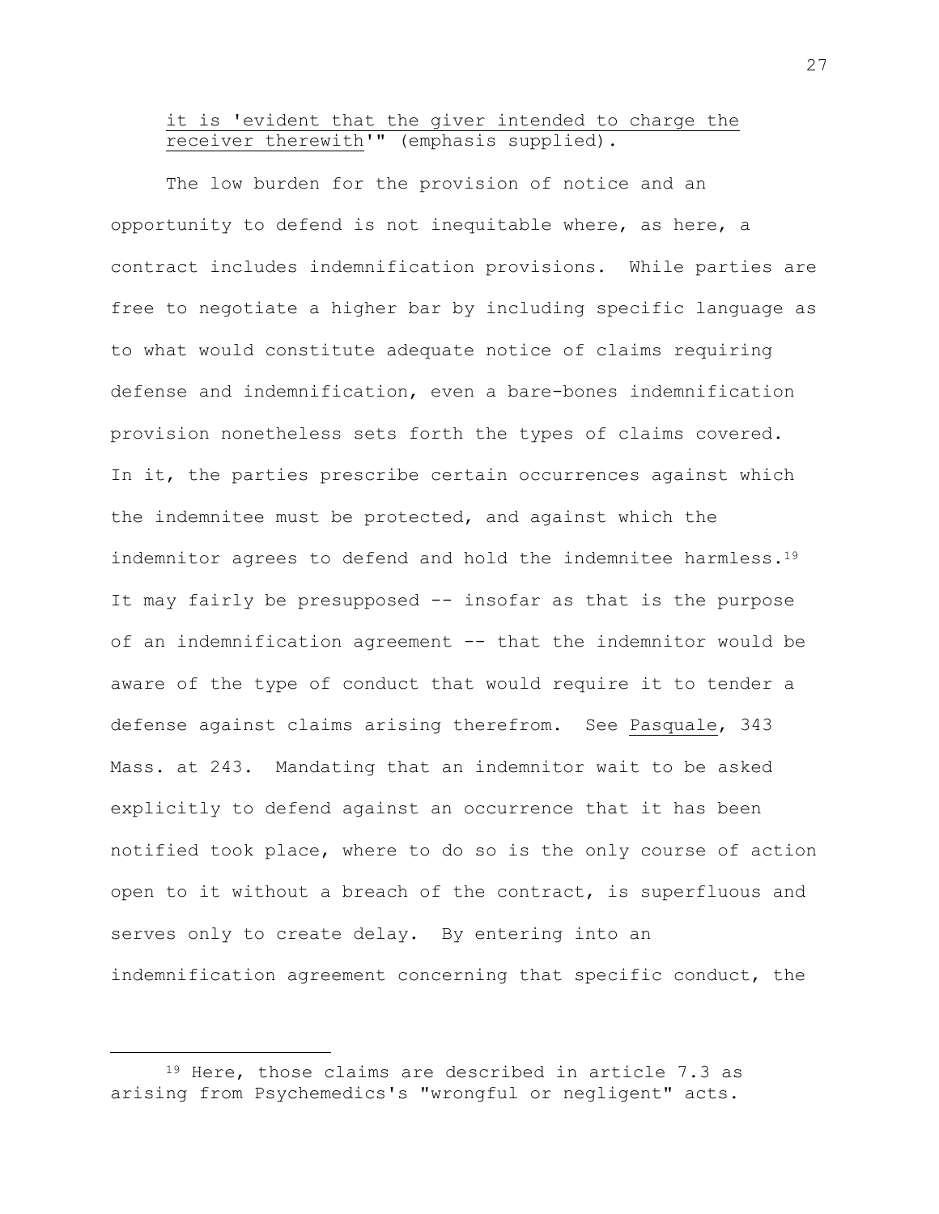it is 'evident that the giver intended to charge the receiver therewith'" (emphasis supplied).

The low burden for the provision of notice and an opportunity to defend is not inequitable where, as here, a contract includes indemnification provisions. While parties are free to negotiate a higher bar by including specific language as to what would constitute adequate notice of claims requiring defense and indemnification, even a bare-bones indemnification provision nonetheless sets forth the types of claims covered. In it, the parties prescribe certain occurrences against which the indemnitee must be protected, and against which the indemnitor agrees to defend and hold the indemnitee harmless.[19] It may fairly be presupposed -- insofar as that is the purpose of an indemnification agreement -- that the indemnitor would be aware of the type of conduct that would require it to tender a defense against claims arising therefrom. See Pasquale, 343 Mass. at 243. Mandating that an indemnitor wait to be asked explicitly to defend against an occurrence that it has been notified took place, where to do so is the only course of action open to it without a breach of the contract, is superfluous and serves only to create delay. By entering into an indemnification agreement concerning that specific conduct, the

[19] Here, those claims are described in article 7.3 as arising from Psychemedics's "wrongful or negligent" acts.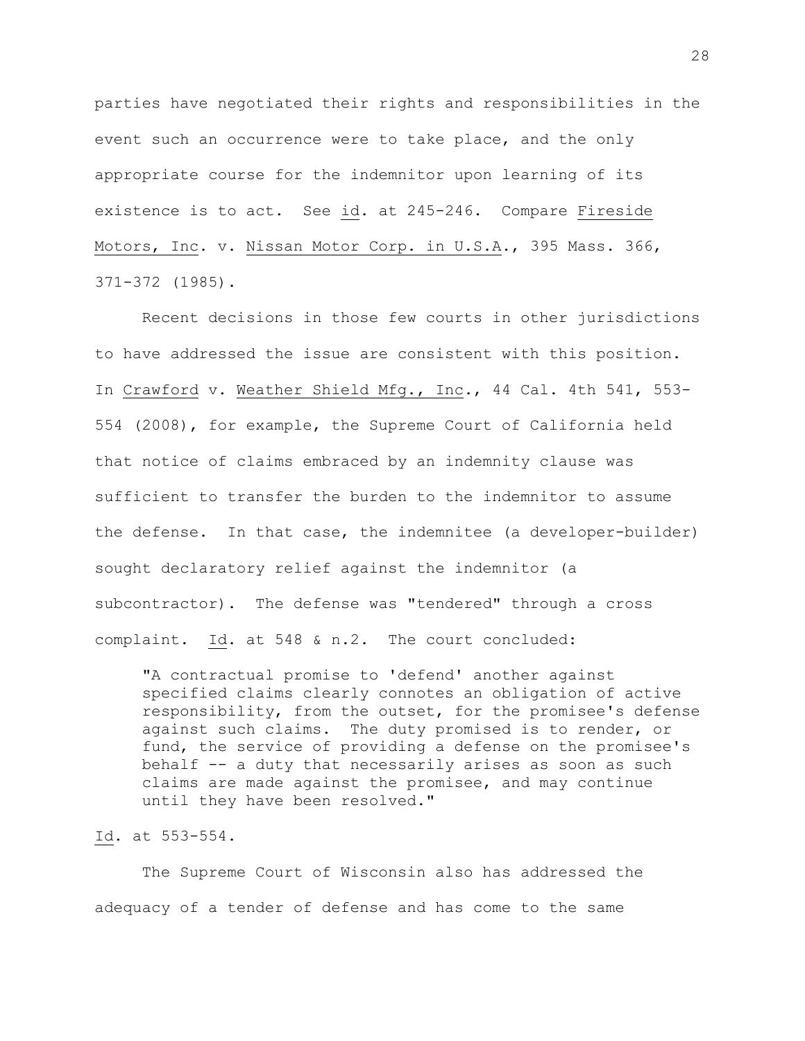parties have negotiated their rights and responsibilities in the event such an occurrence were to take place, and the only appropriate course for the indemnitor upon learning of its existence is to act. See id. at 245-246. Compare Fireside Motors, Inc. v. Nissan Motor Corp. in U.S.A., 395 Mass. 366, 371-372 (1985).

Recent decisions in those few courts in other jurisdictions to have addressed the issue are consistent with this position. In Crawford v. Weather Shield Mfg., Inc., 44 Cal. 4th 541, 553-554 (2008), for example, the Supreme Court of California held that notice of claims embraced by an indemnity clause was sufficient to transfer the burden to the indemnitor to assume the defense. In that case, the indemnitee (a developer-builder) sought declaratory relief against the indemnitor (a subcontractor). The defense was "tendered" through a cross complaint. Id. at 548 & n.2. The court concluded:

> "A contractual promise to 'defend' another against specified claims clearly connotes an obligation of active responsibility, from the outset, for the promisee's defense against such claims. The duty promised is to render, or fund, the service of providing a defense on the promisee's behalf -- a duty that necessarily arises as soon as such claims are made against the promisee, and may continue until they have been resolved."

Id. at 553-554.

The Supreme Court of Wisconsin also has addressed the adequacy of a tender of defense and has come to the same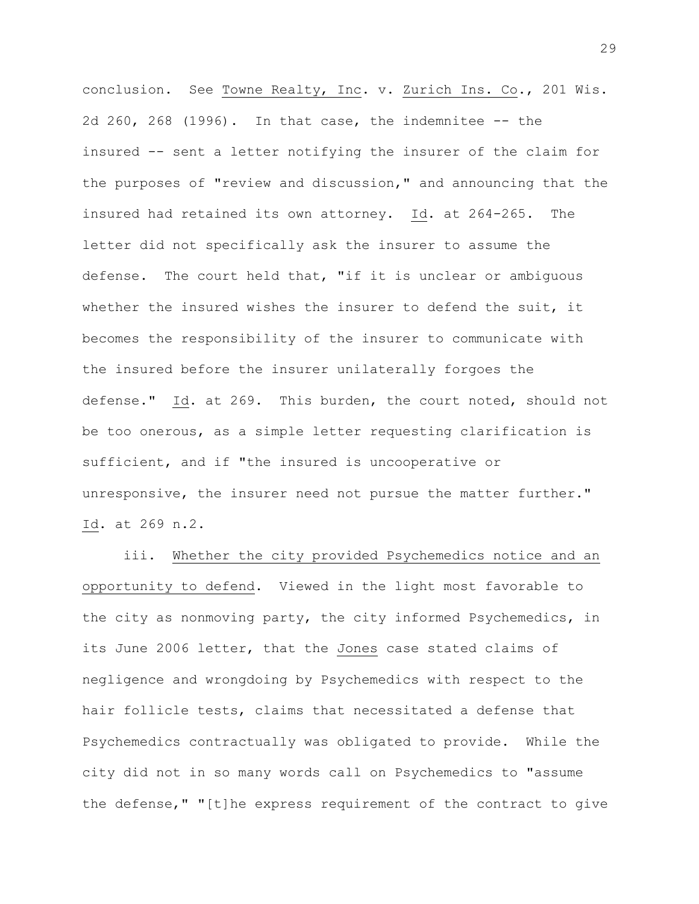conclusion. See Towne Realty, Inc. v. Zurich Ins. Co., 201 Wis. 2d 260, 268 (1996). In that case, the indemnitee -- the insured -- sent a letter notifying the insurer of the claim for the purposes of "review and discussion," and announcing that the insured had retained its own attorney. Id. at 264-265. The letter did not specifically ask the insurer to assume the defense. The court held that, "if it is unclear or ambiguous whether the insured wishes the insurer to defend the suit, it becomes the responsibility of the insurer to communicate with the insured before the insurer unilaterally forgoes the defense." Id. at 269. This burden, the court noted, should not be too onerous, as a simple letter requesting clarification is sufficient, and if "the insured is uncooperative or unresponsive, the insurer need not pursue the matter further." Id. at 269 n.2.

iii. Whether the city provided Psychemedics notice and an opportunity to defend. Viewed in the light most favorable to the city as nonmoving party, the city informed Psychemedics, in its June 2006 letter, that the Jones case stated claims of negligence and wrongdoing by Psychemedics with respect to the hair follicle tests, claims that necessitated a defense that Psychemedics contractually was obligated to provide. While the city did not in so many words call on Psychemedics to "assume the defense," "[t]he express requirement of the contract to give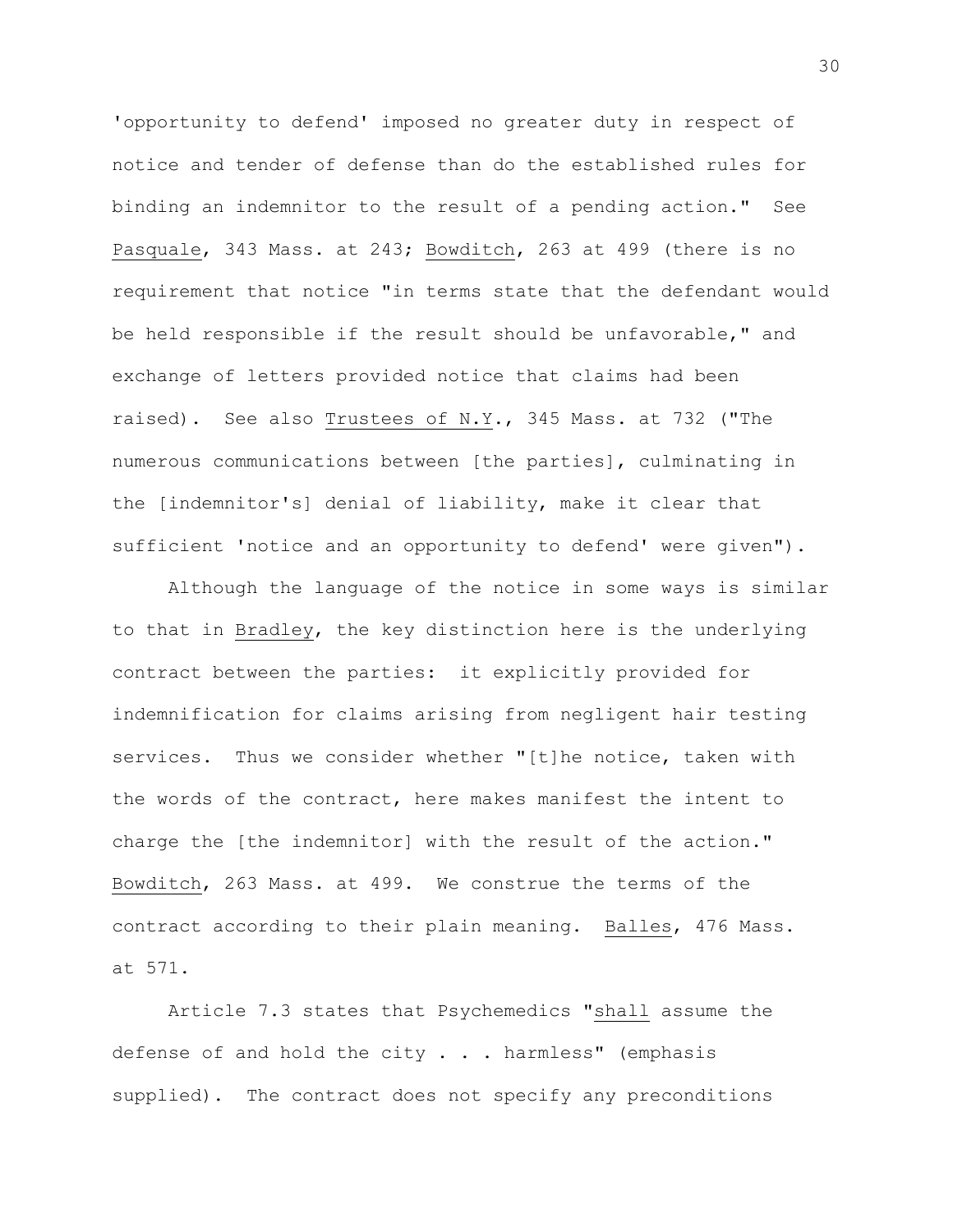'opportunity to defend' imposed no greater duty in respect of notice and tender of defense than do the established rules for binding an indemnitor to the result of a pending action." See Pasquale, 343 Mass. at 243; Bowditch, 263 at 499 (there is no requirement that notice "in terms state that the defendant would be held responsible if the result should be unfavorable," and exchange of letters provided notice that claims had been raised). See also Trustees of N.Y., 345 Mass. at 732 ("The numerous communications between [the parties], culminating in the [indemnitor's] denial of liability, make it clear that sufficient 'notice and an opportunity to defend' were given").

Although the language of the notice in some ways is similar to that in Bradley, the key distinction here is the underlying contract between the parties: it explicitly provided for indemnification for claims arising from negligent hair testing services. Thus we consider whether "[t]he notice, taken with the words of the contract, here makes manifest the intent to charge the [the indemnitor] with the result of the action." Bowditch, 263 Mass. at 499. We construe the terms of the contract according to their plain meaning. Balles, 476 Mass. at 571.

Article 7.3 states that Psychemedics "shall assume the defense of and hold the city . . . harmless" (emphasis supplied). The contract does not specify any preconditions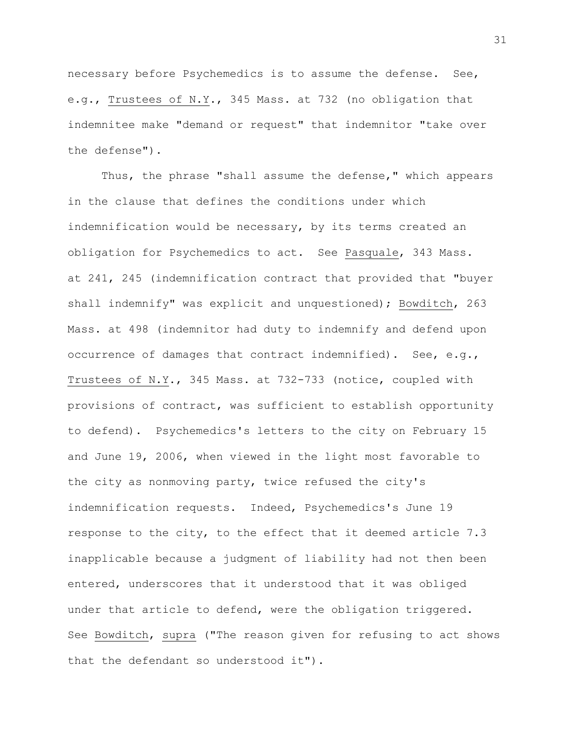necessary before Psychemedics is to assume the defense. See, e.g., Trustees of N.Y., 345 Mass. at 732 (no obligation that indemnitee make "demand or request" that indemnitor "take over the defense").

Thus, the phrase "shall assume the defense," which appears in the clause that defines the conditions under which indemnification would be necessary, by its terms created an obligation for Psychemedics to act. See Pasquale, 343 Mass. at 241, 245 (indemnification contract that provided that "buyer shall indemnify" was explicit and unquestioned); Bowditch, 263 Mass. at 498 (indemnitor had duty to indemnify and defend upon occurrence of damages that contract indemnified). See, e.g., Trustees of N.Y., 345 Mass. at 732-733 (notice, coupled with provisions of contract, was sufficient to establish opportunity to defend). Psychemedics's letters to the city on February 15 and June 19, 2006, when viewed in the light most favorable to the city as nonmoving party, twice refused the city's indemnification requests. Indeed, Psychemedics's June 19 response to the city, to the effect that it deemed article 7.3 inapplicable because a judgment of liability had not then been entered, underscores that it understood that it was obliged under that article to defend, were the obligation triggered. See Bowditch, supra ("The reason given for refusing to act shows that the defendant so understood it").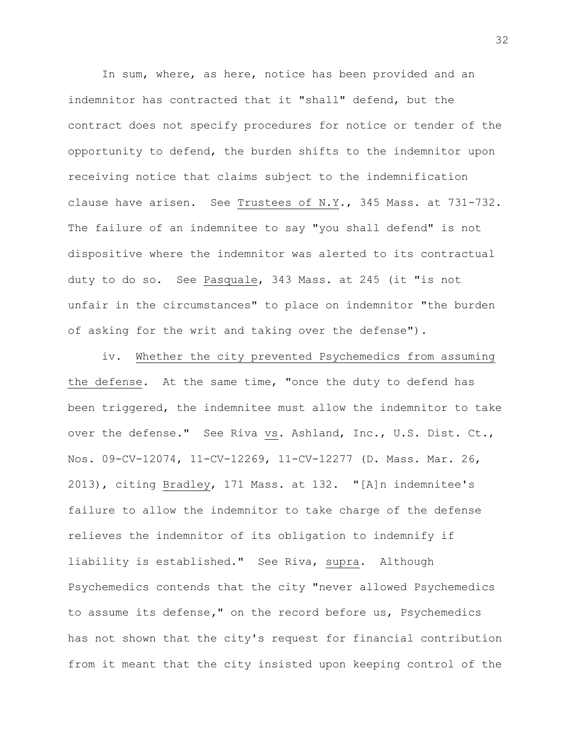In sum, where, as here, notice has been provided and an indemnitor has contracted that it "shall" defend, but the contract does not specify procedures for notice or tender of the opportunity to defend, the burden shifts to the indemnitor upon receiving notice that claims subject to the indemnification clause have arisen. See Trustees of N.Y., 345 Mass. at 731-732. The failure of an indemnitee to say "you shall defend" is not dispositive where the indemnitor was alerted to its contractual duty to do so. See Pasquale, 343 Mass. at 245 (it "is not unfair in the circumstances" to place on indemnitor "the burden of asking for the writ and taking over the defense").

iv. Whether the city prevented Psychemedics from assuming the defense. At the same time, "once the duty to defend has been triggered, the indemnitee must allow the indemnitor to take over the defense." See Riva vs. Ashland, Inc., U.S. Dist. Ct., Nos. 09-CV-12074, 11-CV-12269, 11-CV-12277 (D. Mass. Mar. 26, 2013), citing Bradley, 171 Mass. at 132. "[A]n indemnitee's failure to allow the indemnitor to take charge of the defense relieves the indemnitor of its obligation to indemnify if liability is established." See Riva, supra. Although Psychemedics contends that the city "never allowed Psychemedics to assume its defense," on the record before us, Psychemedics has not shown that the city's request for financial contribution from it meant that the city insisted upon keeping control of the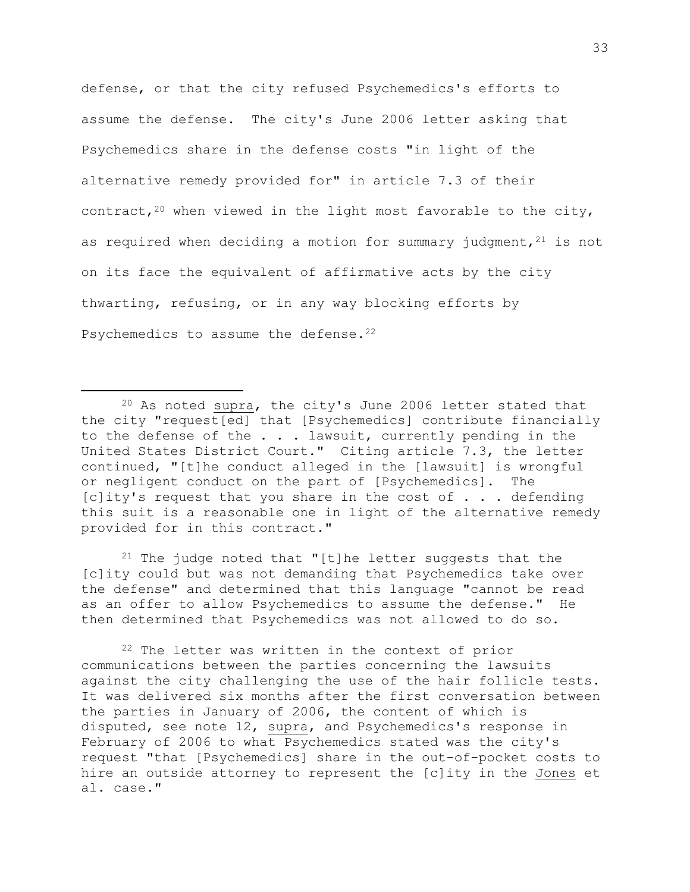defense, or that the city refused Psychemedics's efforts to assume the defense. The city's June 2006 letter asking that Psychemedics share in the defense costs "in light of the alternative remedy provided for" in article 7.3 of their contract,[20] when viewed in the light most favorable to the city, as required when deciding a motion for summary judgment,[21] is not on its face the equivalent of affirmative acts by the city thwarting, refusing, or in any way blocking efforts by Psychemedics to assume the defense.[22]

---

[20] As noted _supra_, the city's June 2006 letter stated that the city "request[ed] that [Psychemedics] contribute financially to the defense of the . . . lawsuit, currently pending in the United States District Court." Citing article 7.3, the letter continued, "[t]he conduct alleged in the [lawsuit] is wrongful or negligent conduct on the part of [Psychemedics]. The [c]ity's request that you share in the cost of . . . defending this suit is a reasonable one in light of the alternative remedy provided for in this contract."

[21] The judge noted that "[t]he letter suggests that the [c]ity could but was not demanding that Psychemedics take over the defense" and determined that this language "cannot be read as an offer to allow Psychemedics to assume the defense." He then determined that Psychemedics was not allowed to do so.

[22] The letter was written in the context of prior communications between the parties concerning the lawsuits against the city challenging the use of the hair follicle tests. It was delivered six months after the first conversation between the parties in January of 2006, the content of which is disputed, see note 12, _supra_, and Psychemedics's response in February of 2006 to what Psychemedics stated was the city's request "that [Psychemedics] share in the out-of-pocket costs to hire an outside attorney to represent the [c]ity in the _Jones_ et al. case."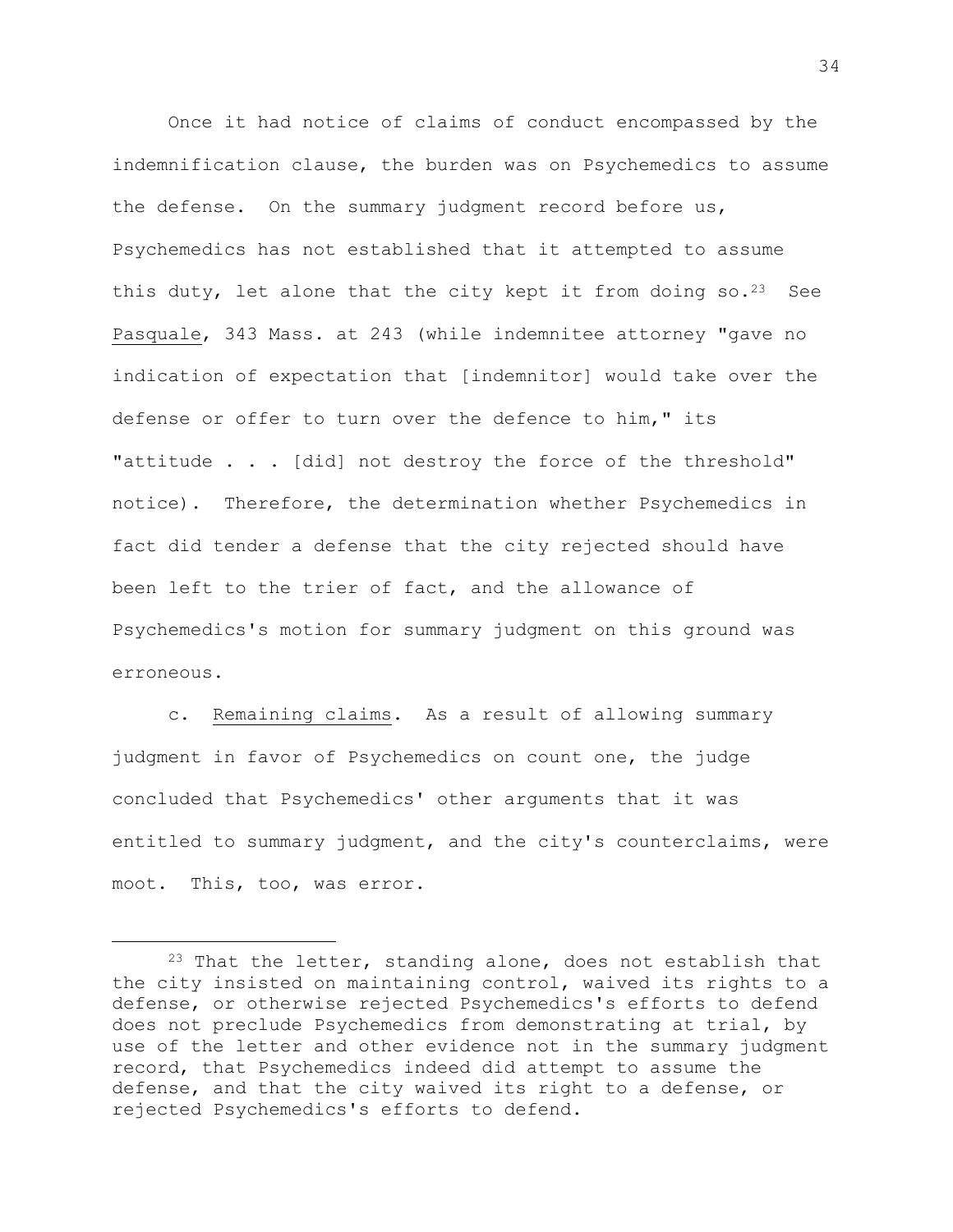Once it had notice of claims of conduct encompassed by the indemnification clause, the burden was on Psychemedics to assume the defense. On the summary judgment record before us, Psychemedics has not established that it attempted to assume this duty, let alone that the city kept it from doing so.[23] See Pasquale, 343 Mass. at 243 (while indemnitee attorney "gave no indication of expectation that [indemnitor] would take over the defense or offer to turn over the defence to him," its "attitude . . . [did] not destroy the force of the threshold" notice). Therefore, the determination whether Psychemedics in fact did tender a defense that the city rejected should have been left to the trier of fact, and the allowance of Psychemedics's motion for summary judgment on this ground was erroneous.

c. Remaining claims. As a result of allowing summary judgment in favor of Psychemedics on count one, the judge concluded that Psychemedics' other arguments that it was entitled to summary judgment, and the city's counterclaims, were moot. This, too, was error.

---

[23] That the letter, standing alone, does not establish that the city insisted on maintaining control, waived its rights to a defense, or otherwise rejected Psychemedics's efforts to defend does not preclude Psychemedics from demonstrating at trial, by use of the letter and other evidence not in the summary judgment record, that Psychemedics indeed did attempt to assume the defense, and that the city waived its right to a defense, or rejected Psychemedics's efforts to defend.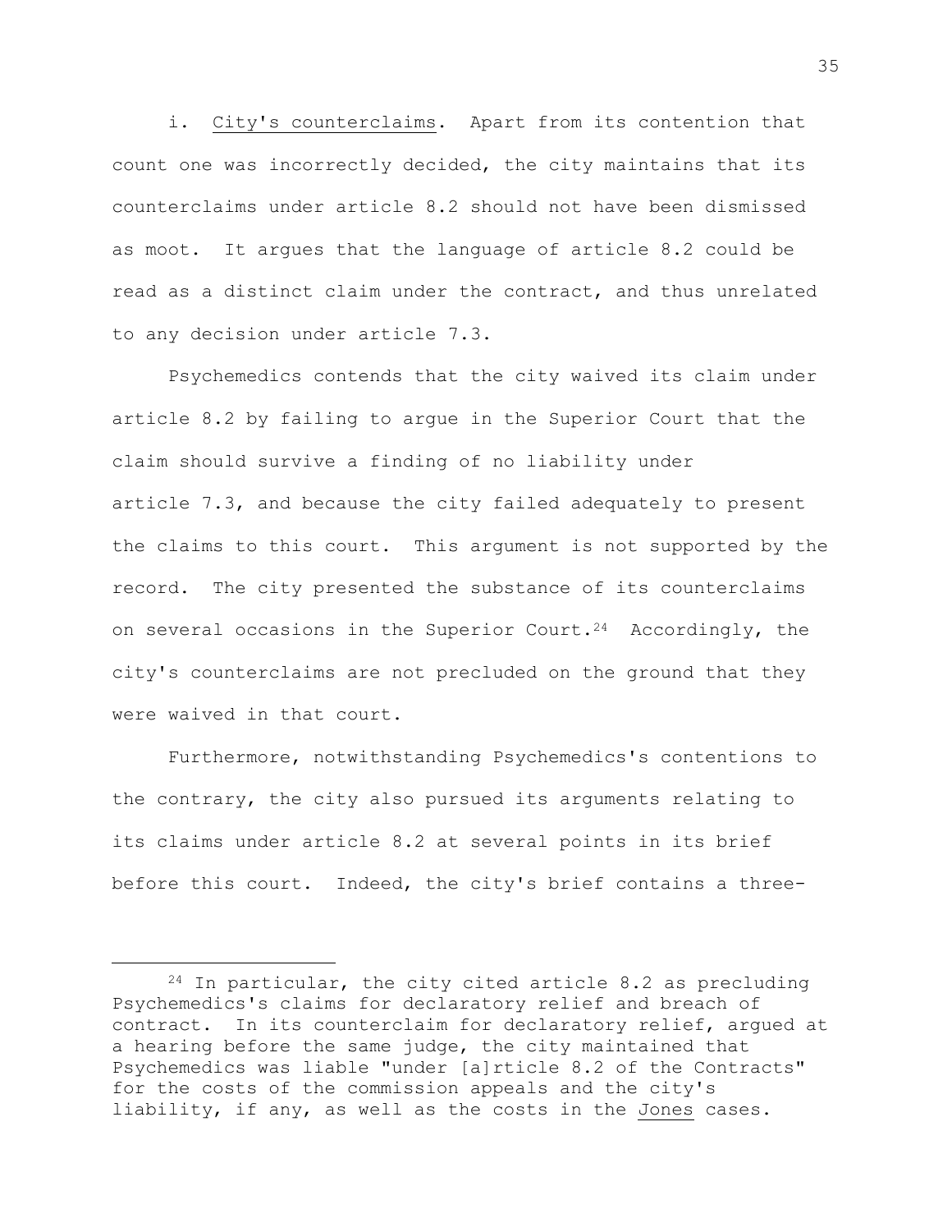i. City's counterclaims. Apart from its contention that count one was incorrectly decided, the city maintains that its counterclaims under article 8.2 should not have been dismissed as moot. It argues that the language of article 8.2 could be read as a distinct claim under the contract, and thus unrelated to any decision under article 7.3.

Psychemedics contends that the city waived its claim under article 8.2 by failing to argue in the Superior Court that the claim should survive a finding of no liability under article 7.3, and because the city failed adequately to present the claims to this court. This argument is not supported by the record. The city presented the substance of its counterclaims on several occasions in the Superior Court.[24] Accordingly, the city's counterclaims are not precluded on the ground that they were waived in that court.

Furthermore, notwithstanding Psychemedics's contentions to the contrary, the city also pursued its arguments relating to its claims under article 8.2 at several points in its brief before this court. Indeed, the city's brief contains a three-

---

[24] In particular, the city cited article 8.2 as precluding Psychemedics's claims for declaratory relief and breach of contract. In its counterclaim for declaratory relief, argued at a hearing before the same judge, the city maintained that Psychemedics was liable "under [a]rticle 8.2 of the Contracts" for the costs of the commission appeals and the city's liability, if any, as well as the costs in the Jones cases.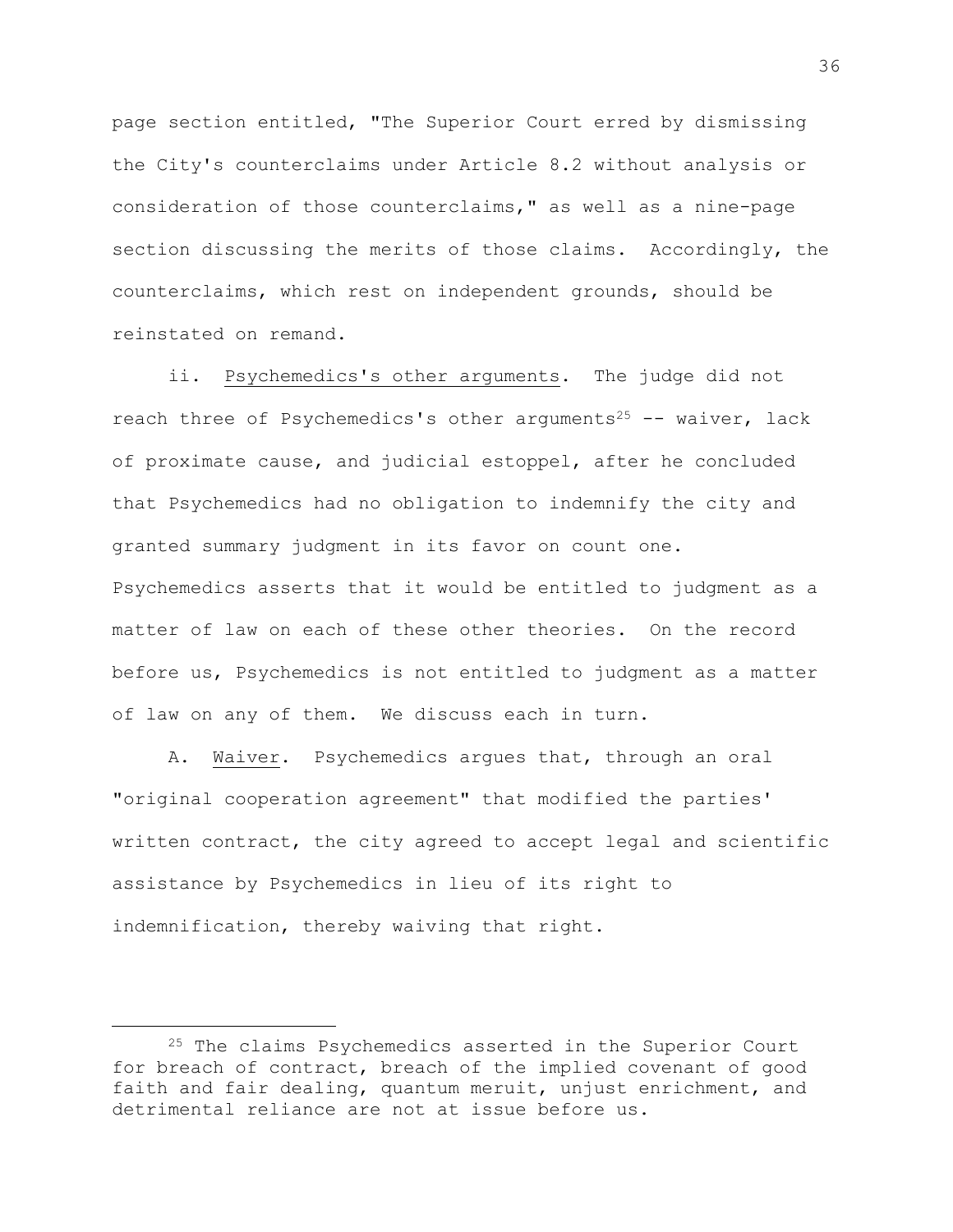page section entitled, "The Superior Court erred by dismissing the City's counterclaims under Article 8.2 without analysis or consideration of those counterclaims," as well as a nine-page section discussing the merits of those claims. Accordingly, the counterclaims, which rest on independent grounds, should be reinstated on remand.

ii. Psychemedics's other arguments. The judge did not reach three of Psychemedics's other arguments[25] -- waiver, lack of proximate cause, and judicial estoppel, after he concluded that Psychemedics had no obligation to indemnify the city and granted summary judgment in its favor on count one. Psychemedics asserts that it would be entitled to judgment as a matter of law on each of these other theories. On the record before us, Psychemedics is not entitled to judgment as a matter of law on any of them. We discuss each in turn.

A. Waiver. Psychemedics argues that, through an oral "original cooperation agreement" that modified the parties' written contract, the city agreed to accept legal and scientific assistance by Psychemedics in lieu of its right to indemnification, thereby waiving that right.

---

[25] The claims Psychemedics asserted in the Superior Court for breach of contract, breach of the implied covenant of good faith and fair dealing, quantum meruit, unjust enrichment, and detrimental reliance are not at issue before us.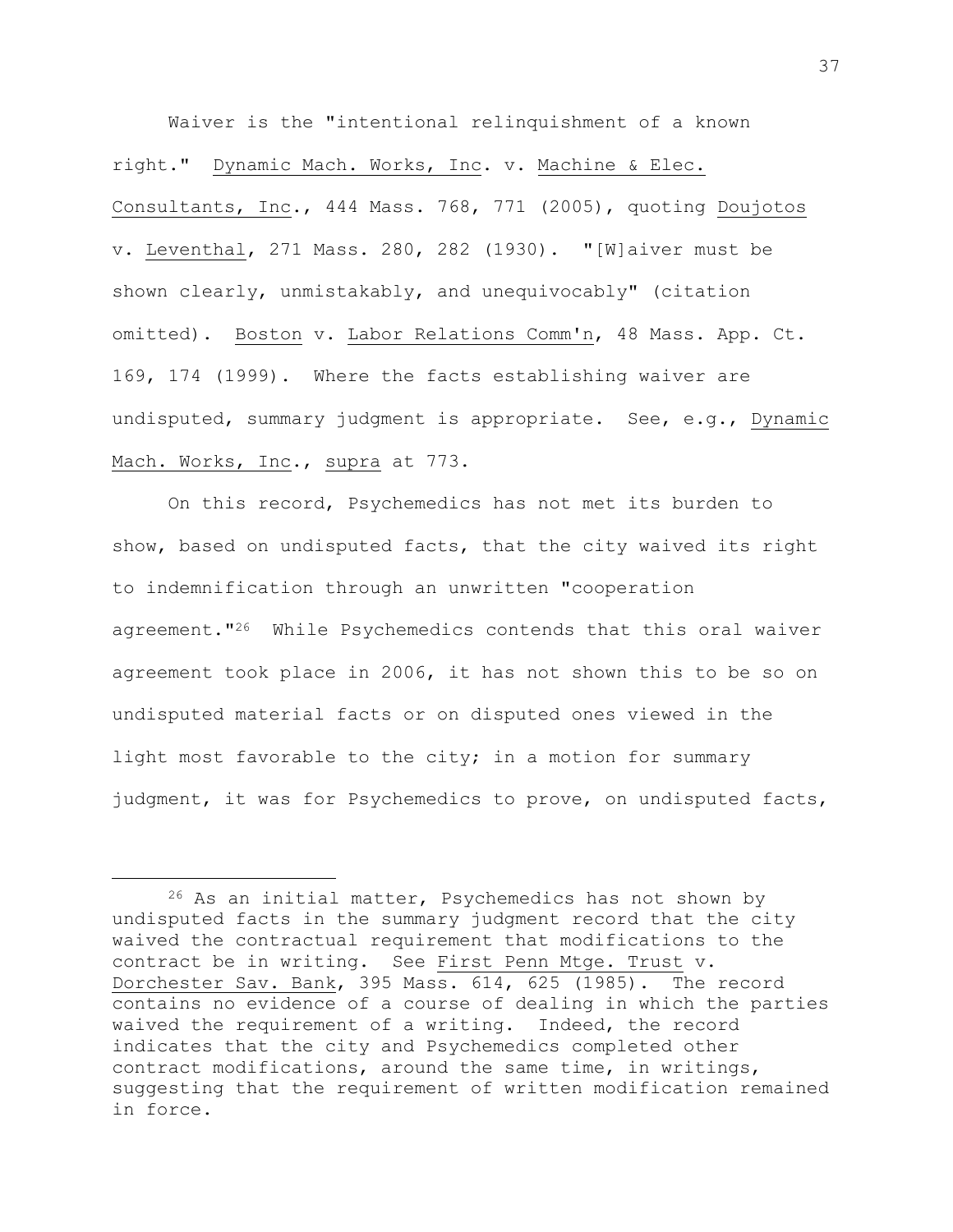Waiver is the "intentional relinquishment of a known right." Dynamic Mach. Works, Inc. v. Machine & Elec. Consultants, Inc., 444 Mass. 768, 771 (2005), quoting Doujotos v. Leventhal, 271 Mass. 280, 282 (1930). "[W]aiver must be shown clearly, unmistakably, and unequivocably" (citation omitted). Boston v. Labor Relations Comm'n, 48 Mass. App. Ct. 169, 174 (1999). Where the facts establishing waiver are undisputed, summary judgment is appropriate. See, e.g., Dynamic Mach. Works, Inc., supra at 773.

On this record, Psychemedics has not met its burden to show, based on undisputed facts, that the city waived its right to indemnification through an unwritten "cooperation agreement."[26] While Psychemedics contends that this oral waiver agreement took place in 2006, it has not shown this to be so on undisputed material facts or on disputed ones viewed in the light most favorable to the city; in a motion for summary judgment, it was for Psychemedics to prove, on undisputed facts,

---

[26] As an initial matter, Psychemedics has not shown by undisputed facts in the summary judgment record that the city waived the contractual requirement that modifications to the contract be in writing. See First Penn Mtge. Trust v. Dorchester Sav. Bank, 395 Mass. 614, 625 (1985). The record contains no evidence of a course of dealing in which the parties waived the requirement of a writing. Indeed, the record indicates that the city and Psychemedics completed other contract modifications, around the same time, in writings, suggesting that the requirement of written modification remained in force.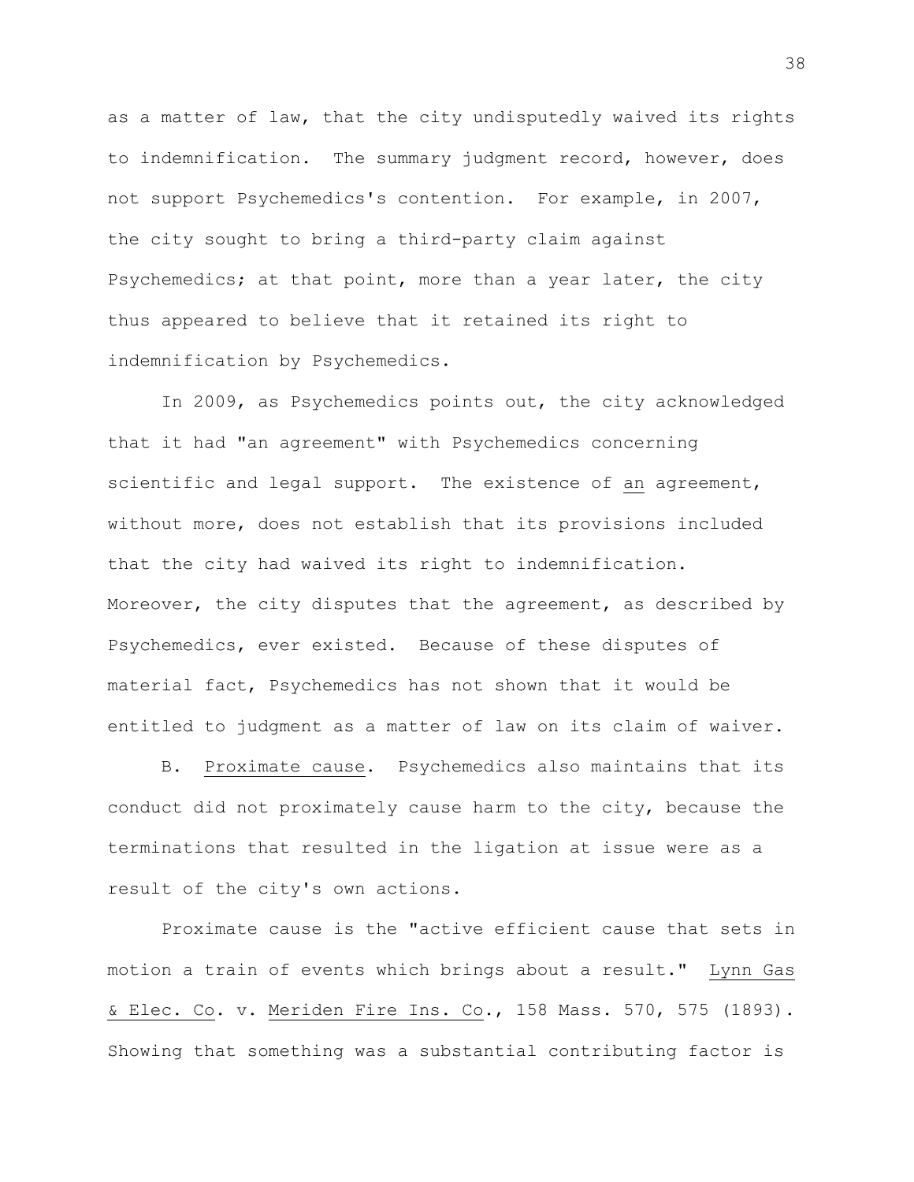as a matter of law, that the city undisputedly waived its rights to indemnification. The summary judgment record, however, does not support Psychemedics's contention. For example, in 2007, the city sought to bring a third-party claim against Psychemedics; at that point, more than a year later, the city thus appeared to believe that it retained its right to indemnification by Psychemedics.

In 2009, as Psychemedics points out, the city acknowledged that it had "an agreement" with Psychemedics concerning scientific and legal support. The existence of an agreement, without more, does not establish that its provisions included that the city had waived its right to indemnification. Moreover, the city disputes that the agreement, as described by Psychemedics, ever existed. Because of these disputes of material fact, Psychemedics has not shown that it would be entitled to judgment as a matter of law on its claim of waiver.

B. Proximate cause. Psychemedics also maintains that its conduct did not proximately cause harm to the city, because the terminations that resulted in the ligation at issue were as a result of the city's own actions.

Proximate cause is the "active efficient cause that sets in motion a train of events which brings about a result." Lynn Gas & Elec. Co. v. Meriden Fire Ins. Co., 158 Mass. 570, 575 (1893). Showing that something was a substantial contributing factor is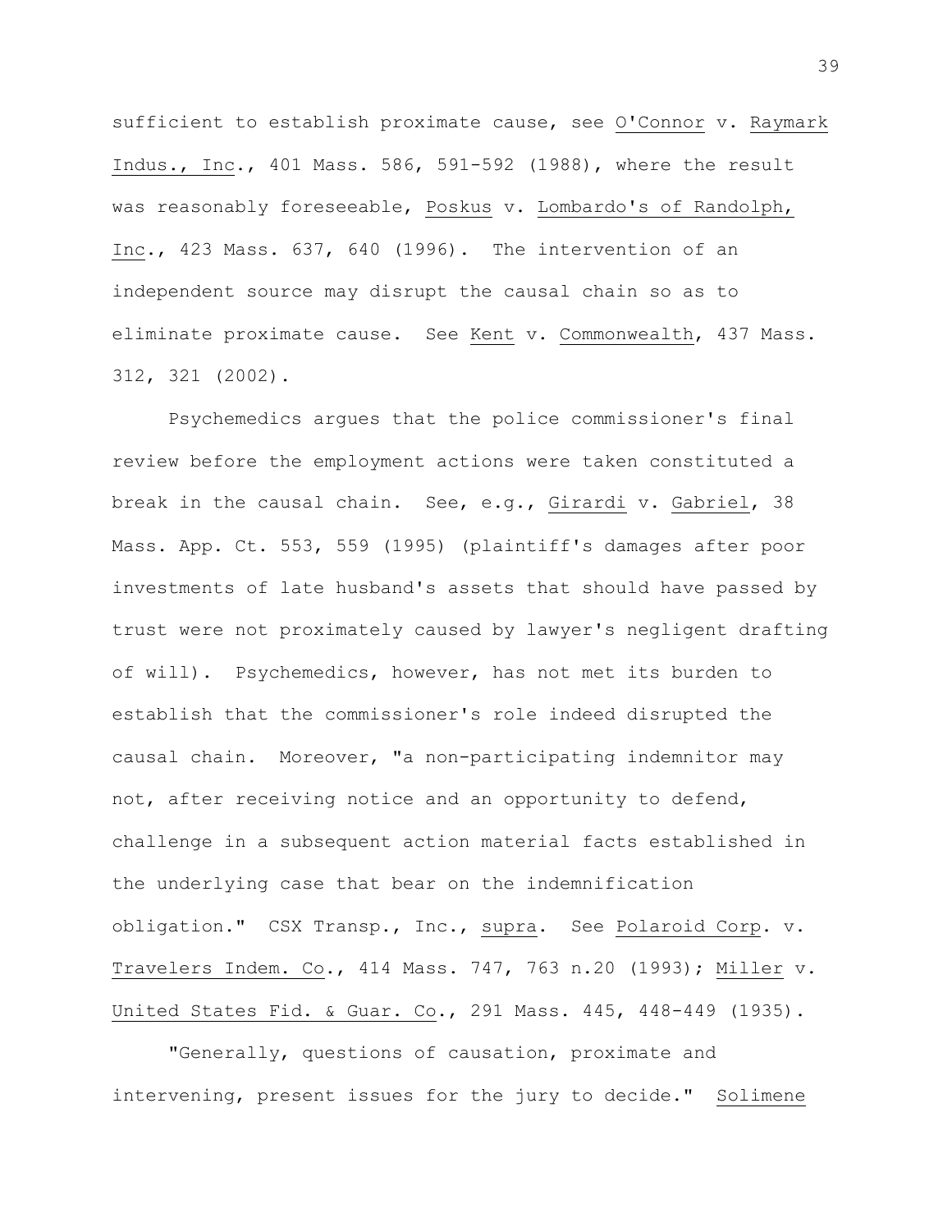sufficient to establish proximate cause, see O'Connor v. Raymark Indus., Inc., 401 Mass. 586, 591-592 (1988), where the result was reasonably foreseeable, Poskus v. Lombardo's of Randolph, Inc., 423 Mass. 637, 640 (1996). The intervention of an independent source may disrupt the causal chain so as to eliminate proximate cause. See Kent v. Commonwealth, 437 Mass. 312, 321 (2002).

Psychemedics argues that the police commissioner's final review before the employment actions were taken constituted a break in the causal chain. See, e.g., Girardi v. Gabriel, 38 Mass. App. Ct. 553, 559 (1995) (plaintiff's damages after poor investments of late husband's assets that should have passed by trust were not proximately caused by lawyer's negligent drafting of will). Psychemedics, however, has not met its burden to establish that the commissioner's role indeed disrupted the causal chain. Moreover, "a non-participating indemnitor may not, after receiving notice and an opportunity to defend, challenge in a subsequent action material facts established in the underlying case that bear on the indemnification obligation." CSX Transp., Inc., supra. See Polaroid Corp. v. Travelers Indem. Co., 414 Mass. 747, 763 n.20 (1993); Miller v. United States Fid. & Guar. Co., 291 Mass. 445, 448-449 (1935).

"Generally, questions of causation, proximate and intervening, present issues for the jury to decide." Solimene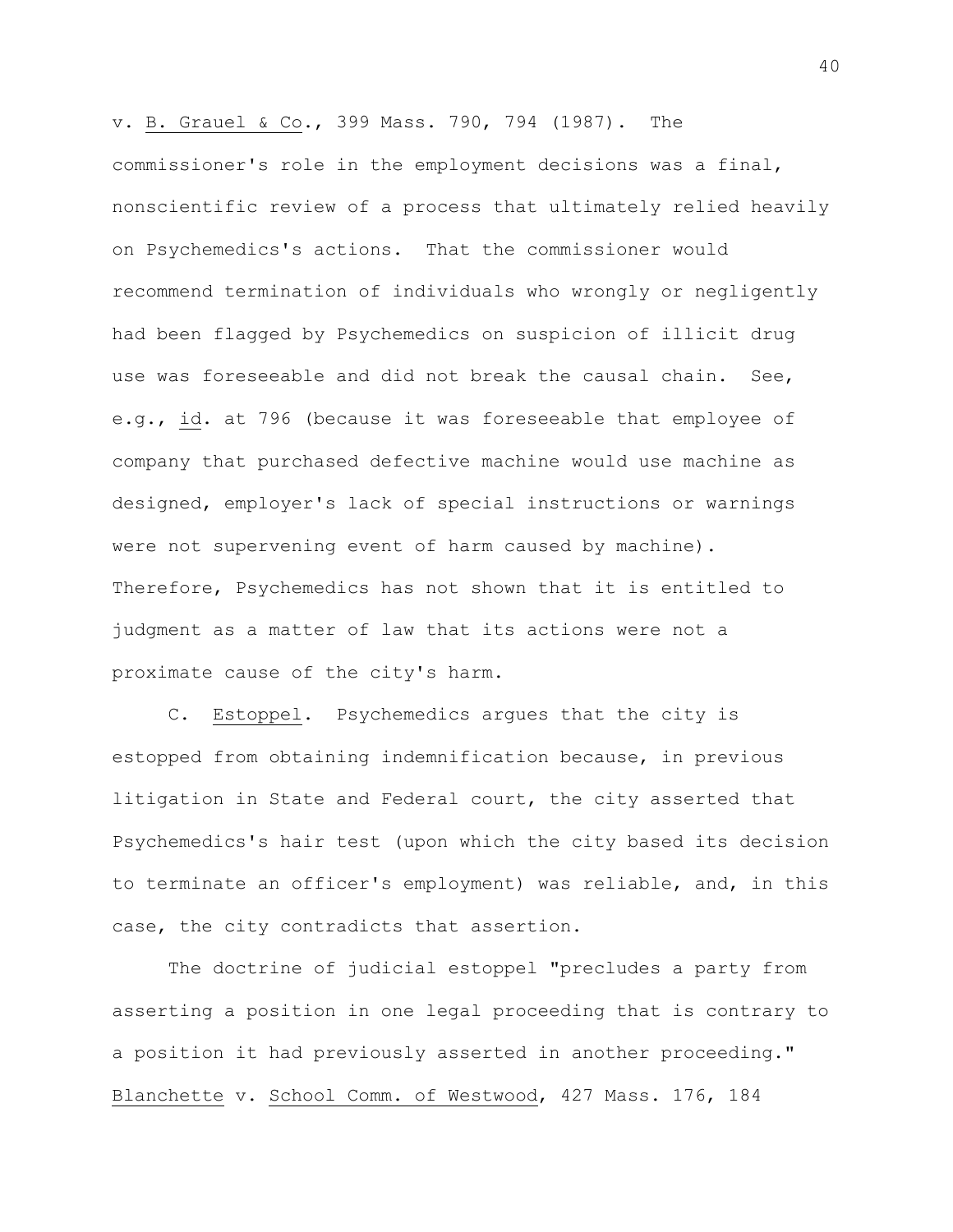v. *B. Grauel & Co.*, 399 Mass. 790, 794 (1987). The commissioner's role in the employment decisions was a final, nonscientific review of a process that ultimately relied heavily on Psychemedics's actions. That the commissioner would recommend termination of individuals who wrongly or negligently had been flagged by Psychemedics on suspicion of illicit drug use was foreseeable and did not break the causal chain. See, e.g., *id*. at 796 (because it was foreseeable that employee of company that purchased defective machine would use machine as designed, employer's lack of special instructions or warnings were not supervening event of harm caused by machine). Therefore, Psychemedics has not shown that it is entitled to judgment as a matter of law that its actions were not a proximate cause of the city's harm.

C. *Estoppel*. Psychemedics argues that the city is estopped from obtaining indemnification because, in previous litigation in State and Federal court, the city asserted that Psychemedics's hair test (upon which the city based its decision to terminate an officer's employment) was reliable, and, in this case, the city contradicts that assertion.

The doctrine of judicial estoppel "precludes a party from asserting a position in one legal proceeding that is contrary to a position it had previously asserted in another proceeding." *Blanchette* v. *School Comm. of Westwood*, 427 Mass. 176, 184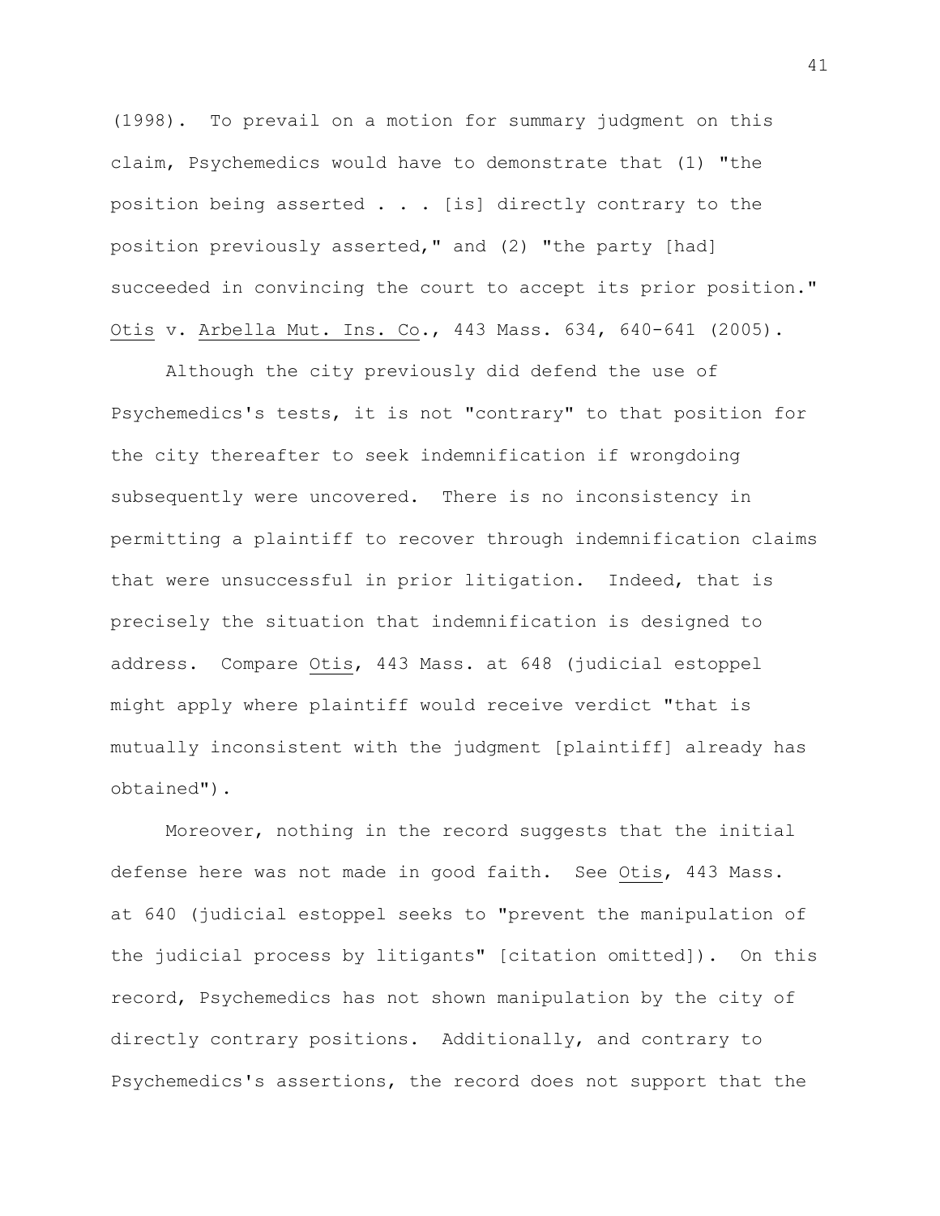(1998). To prevail on a motion for summary judgment on this claim, Psychemedics would have to demonstrate that (1) "the position being asserted . . . [is] directly contrary to the position previously asserted," and (2) "the party [had] succeeded in convincing the court to accept its prior position." Otis v. Arbella Mut. Ins. Co., 443 Mass. 634, 640-641 (2005).

Although the city previously did defend the use of Psychemedics's tests, it is not "contrary" to that position for the city thereafter to seek indemnification if wrongdoing subsequently were uncovered. There is no inconsistency in permitting a plaintiff to recover through indemnification claims that were unsuccessful in prior litigation. Indeed, that is precisely the situation that indemnification is designed to address. Compare Otis, 443 Mass. at 648 (judicial estoppel might apply where plaintiff would receive verdict "that is mutually inconsistent with the judgment [plaintiff] already has obtained").

Moreover, nothing in the record suggests that the initial defense here was not made in good faith. See Otis, 443 Mass. at 640 (judicial estoppel seeks to "prevent the manipulation of the judicial process by litigants" [citation omitted]). On this record, Psychemedics has not shown manipulation by the city of directly contrary positions. Additionally, and contrary to Psychemedics's assertions, the record does not support that the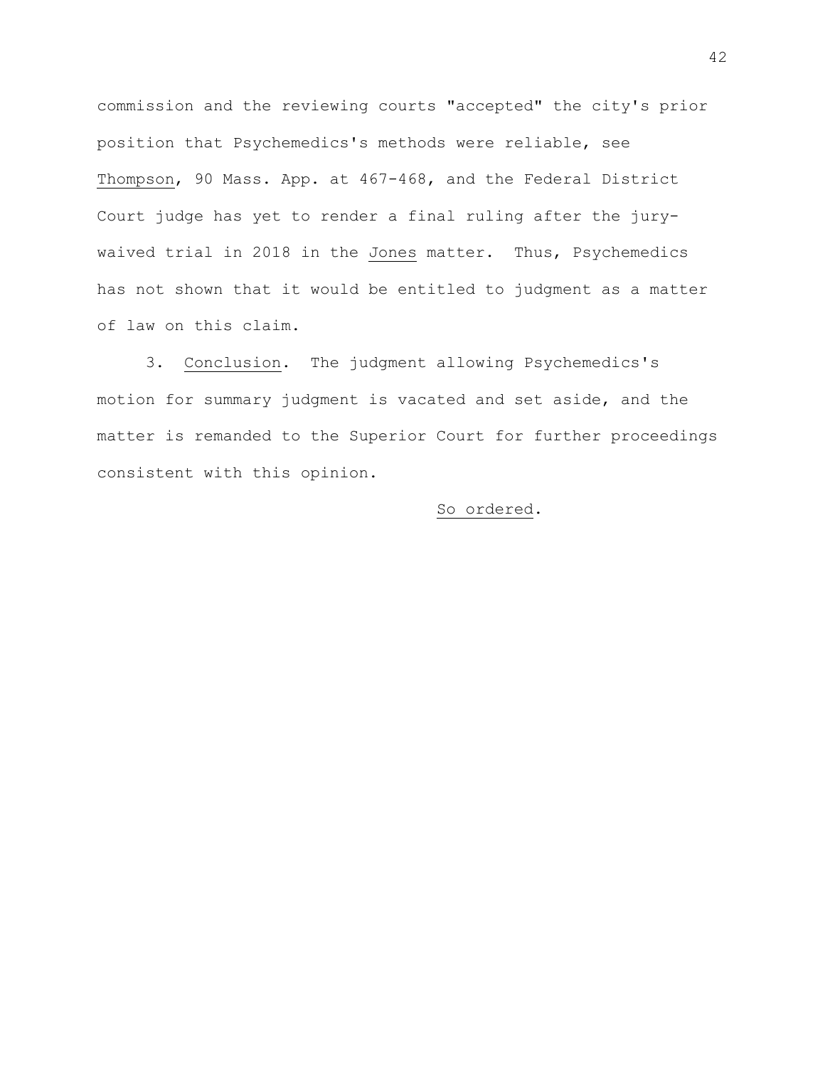commission and the reviewing courts "accepted" the city's prior position that Psychemedics's methods were reliable, see Thompson, 90 Mass. App. at 467-468, and the Federal District Court judge has yet to render a final ruling after the jury-waived trial in 2018 in the Jones matter. Thus, Psychemedics has not shown that it would be entitled to judgment as a matter of law on this claim.

3. Conclusion. The judgment allowing Psychemedics's motion for summary judgment is vacated and set aside, and the matter is remanded to the Superior Court for further proceedings consistent with this opinion.

So ordered.